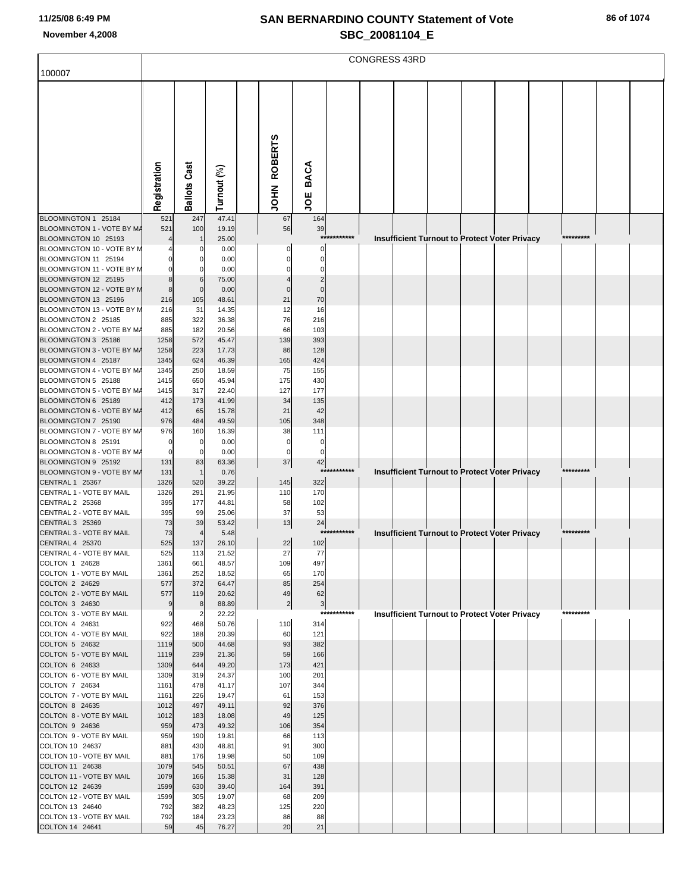# SAN BERNARDINO COUNTY Statement of Vote

## SBC_20081104_E

11/25/08 6:49 PM

November 4,2008

100007 — CONGRESS 43RD

| | Registration | Ballots Cast | Turnout (%) | | JOHN ROBERTS | JOE BACA | | |
|---|---|---|---|---|---|---|---|---|
| BLOOMINGTON 1 25184 | 521 | 247 | 47.41 | | 67 | 164 | | |
| BLOOMINGTON 1 - VOTE BY MA | 521 | 100 | 19.19 | | 56 | 39 | | |
| BLOOMINGTON 10 25193 | 4 | 1 | 25.00 | | | | *********** | Insufficient Turnout to Protect Voter Privacy ********* |
| BLOOMINGTON 10 - VOTE BY M | 4 | 0 | 0.00 | | 0 | 0 | | |
| BLOOMINGTON 11 25194 | 0 | 0 | 0.00 | | 0 | 0 | | |
| BLOOMINGTON 11 - VOTE BY M | 0 | 0 | 0.00 | | 0 | 0 | | |
| BLOOMINGTON 12 25195 | 8 | 6 | 75.00 | | 4 | 2 | | |
| BLOOMINGTON 12 - VOTE BY M | 8 | 0 | 0.00 | | 0 | 0 | | |
| BLOOMINGTON 13 25196 | 216 | 105 | 48.61 | | 21 | 70 | | |
| BLOOMINGTON 13 - VOTE BY M | 216 | 31 | 14.35 | | 12 | 16 | | |
| BLOOMINGTON 2 25185 | 885 | 322 | 36.38 | | 76 | 216 | | |
| BLOOMINGTON 2 - VOTE BY MA | 885 | 182 | 20.56 | | 66 | 103 | | |
| BLOOMINGTON 3 25186 | 1258 | 572 | 45.47 | | 139 | 393 | | |
| BLOOMINGTON 3 - VOTE BY MA | 1258 | 223 | 17.73 | | 86 | 128 | | |
| BLOOMINGTON 4 25187 | 1345 | 624 | 46.39 | | 165 | 424 | | |
| BLOOMINGTON 4 - VOTE BY MA | 1345 | 250 | 18.59 | | 75 | 155 | | |
| BLOOMINGTON 5 25188 | 1415 | 650 | 45.94 | | 175 | 430 | | |
| BLOOMINGTON 5 - VOTE BY MA | 1415 | 317 | 22.40 | | 127 | 177 | | |
| BLOOMINGTON 6 25189 | 412 | 173 | 41.99 | | 34 | 135 | | |
| BLOOMINGTON 6 - VOTE BY MA | 412 | 65 | 15.78 | | 21 | 42 | | |
| BLOOMINGTON 7 25190 | 976 | 484 | 49.59 | | 105 | 348 | | |
| BLOOMINGTON 7 - VOTE BY MA | 976 | 160 | 16.39 | | 38 | 111 | | |
| BLOOMINGTON 8 25191 | 0 | 0 | 0.00 | | 0 | 0 | | |
| BLOOMINGTON 8 - VOTE BY MA | 0 | 0 | 0.00 | | 0 | 0 | | |
| BLOOMINGTON 9 25192 | 131 | 83 | 63.36 | | 37 | 42 | | |
| BLOOMINGTON 9 - VOTE BY MA | 131 | 1 | 0.76 | | | | *********** | Insufficient Turnout to Protect Voter Privacy ********* |
| CENTRAL 1 25367 | 1326 | 520 | 39.22 | | 145 | 322 | | |
| CENTRAL 1 - VOTE BY MAIL | 1326 | 291 | 21.95 | | 110 | 170 | | |
| CENTRAL 2 25368 | 395 | 177 | 44.81 | | 58 | 102 | | |
| CENTRAL 2 - VOTE BY MAIL | 395 | 99 | 25.06 | | 37 | 53 | | |
| CENTRAL 3 25369 | 73 | 39 | 53.42 | | 13 | 24 | | |
| CENTRAL 3 - VOTE BY MAIL | 73 | 4 | 5.48 | | | | *********** | Insufficient Turnout to Protect Voter Privacy ********* |
| CENTRAL 4 25370 | 525 | 137 | 26.10 | | 22 | 102 | | |
| CENTRAL 4 - VOTE BY MAIL | 525 | 113 | 21.52 | | 27 | 77 | | |
| COLTON 1 24628 | 1361 | 661 | 48.57 | | 109 | 497 | | |
| COLTON 1 - VOTE BY MAIL | 1361 | 252 | 18.52 | | 65 | 170 | | |
| COLTON 2 24629 | 577 | 372 | 64.47 | | 85 | 254 | | |
| COLTON 2 - VOTE BY MAIL | 577 | 119 | 20.62 | | 49 | 62 | | |
| COLTON 3 24630 | 9 | 8 | 88.89 | | 2 | 3 | | |
| COLTON 3 - VOTE BY MAIL | 9 | 2 | 22.22 | | | | *********** | Insufficient Turnout to Protect Voter Privacy ********* |
| COLTON 4 24631 | 922 | 468 | 50.76 | | 110 | 314 | | |
| COLTON 4 - VOTE BY MAIL | 922 | 188 | 20.39 | | 60 | 121 | | |
| COLTON 5 24632 | 1119 | 500 | 44.68 | | 93 | 382 | | |
| COLTON 5 - VOTE BY MAIL | 1119 | 239 | 21.36 | | 59 | 166 | | |
| COLTON 6 24633 | 1309 | 644 | 49.20 | | 173 | 421 | | |
| COLTON 6 - VOTE BY MAIL | 1309 | 319 | 24.37 | | 100 | 201 | | |
| COLTON 7 24634 | 1161 | 478 | 41.17 | | 107 | 344 | | |
| COLTON 7 - VOTE BY MAIL | 1161 | 226 | 19.47 | | 61 | 153 | | |
| COLTON 8 24635 | 1012 | 497 | 49.11 | | 92 | 376 | | |
| COLTON 8 - VOTE BY MAIL | 1012 | 183 | 18.08 | | 49 | 125 | | |
| COLTON 9 24636 | 959 | 473 | 49.32 | | 106 | 354 | | |
| COLTON 9 - VOTE BY MAIL | 959 | 190 | 19.81 | | 66 | 113 | | |
| COLTON 10 24637 | 881 | 430 | 48.81 | | 91 | 300 | | |
| COLTON 10 - VOTE BY MAIL | 881 | 176 | 19.98 | | 50 | 109 | | |
| COLTON 11 24638 | 1079 | 545 | 50.51 | | 67 | 438 | | |
| COLTON 11 - VOTE BY MAIL | 1079 | 166 | 15.38 | | 31 | 128 | | |
| COLTON 12 24639 | 1599 | 630 | 39.40 | | 164 | 391 | | |
| COLTON 12 - VOTE BY MAIL | 1599 | 305 | 19.07 | | 68 | 209 | | |
| COLTON 13 24640 | 792 | 382 | 48.23 | | 125 | 220 | | |
| COLTON 13 - VOTE BY MAIL | 792 | 184 | 23.23 | | 86 | 88 | | |
| COLTON 14 24641 | 59 | 45 | 76.27 | | 20 | 21 | | |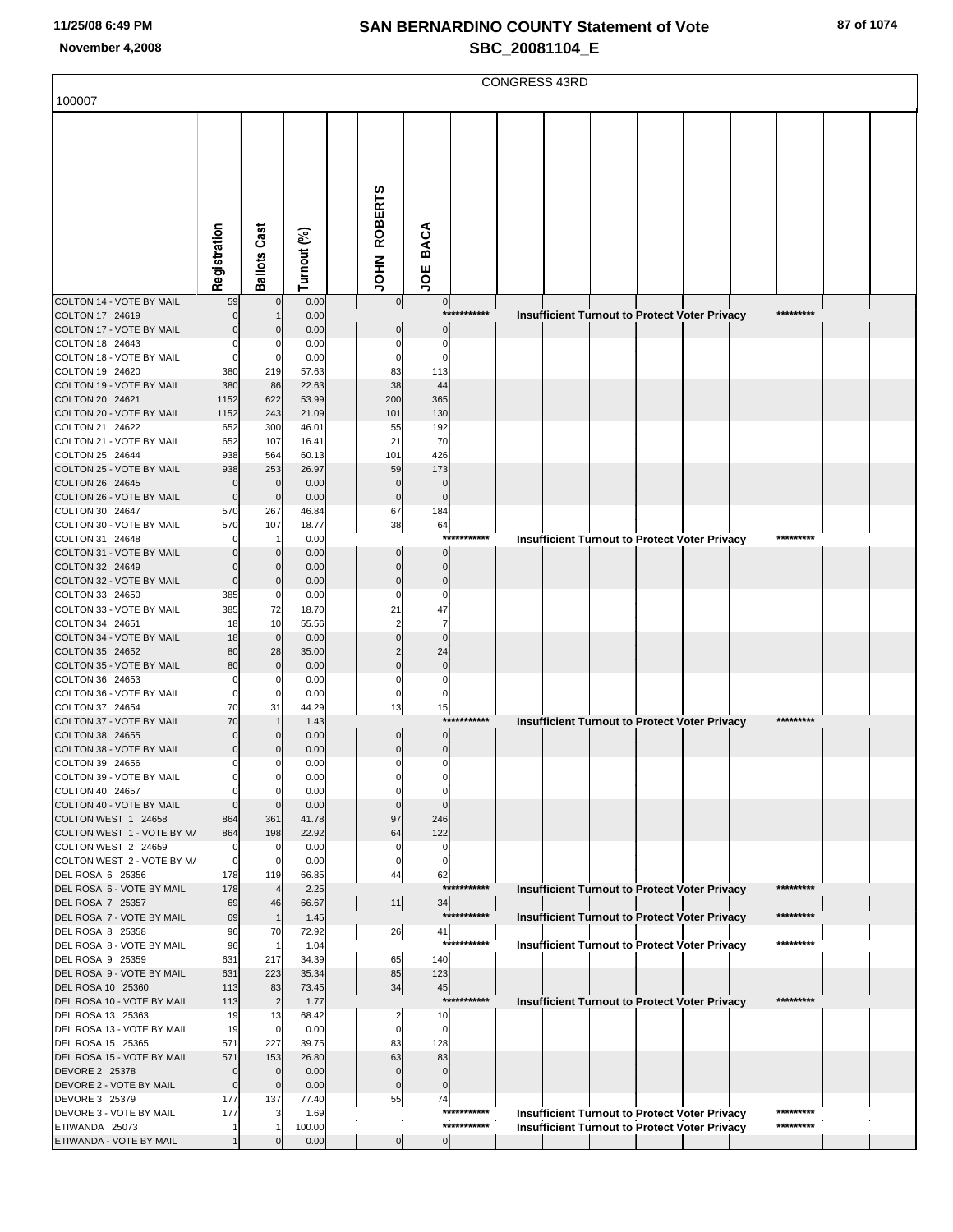# SAN BERNARDINO COUNTY Statement of Vote
## SBC_20081104_E

11/25/08 6:49 PM

November 4,2008

CONGRESS 43RD

100007

| | Registration | Ballots Cast | Turnout (%) | JOHN ROBERTS | JOE BACA | |
|---|---|---|---|---|---|---|
| COLTON 14 - VOTE BY MAIL | 59 | 0 | 0.00 | 0 | 0 | |
| COLTON 17 24619 | 0 | 1 | 0.00 | | *********** | Insufficient Turnout to Protect Voter Privacy ********* |
| COLTON 17 - VOTE BY MAIL | 0 | 0 | 0.00 | 0 | 0 | |
| COLTON 18 24643 | 0 | 0 | 0.00 | 0 | 0 | |
| COLTON 18 - VOTE BY MAIL | 0 | 0 | 0.00 | 0 | 0 | |
| COLTON 19 24620 | 380 | 219 | 57.63 | 83 | 113 | |
| COLTON 19 - VOTE BY MAIL | 380 | 86 | 22.63 | 38 | 44 | |
| COLTON 20 24621 | 1152 | 622 | 53.99 | 200 | 365 | |
| COLTON 20 - VOTE BY MAIL | 1152 | 243 | 21.09 | 101 | 130 | |
| COLTON 21 24622 | 652 | 300 | 46.01 | 55 | 192 | |
| COLTON 21 - VOTE BY MAIL | 652 | 107 | 16.41 | 21 | 70 | |
| COLTON 25 24644 | 938 | 564 | 60.13 | 101 | 426 | |
| COLTON 25 - VOTE BY MAIL | 938 | 253 | 26.97 | 59 | 173 | |
| COLTON 26 24645 | 0 | 0 | 0.00 | 0 | 0 | |
| COLTON 26 - VOTE BY MAIL | 0 | 0 | 0.00 | 0 | 0 | |
| COLTON 30 24647 | 570 | 267 | 46.84 | 67 | 184 | |
| COLTON 30 - VOTE BY MAIL | 570 | 107 | 18.77 | 38 | 64 | |
| COLTON 31 24648 | 0 | 1 | 0.00 | | *********** | Insufficient Turnout to Protect Voter Privacy ********* |
| COLTON 31 - VOTE BY MAIL | 0 | 0 | 0.00 | 0 | 0 | |
| COLTON 32 24649 | 0 | 0 | 0.00 | 0 | 0 | |
| COLTON 32 - VOTE BY MAIL | 0 | 0 | 0.00 | 0 | 0 | |
| COLTON 33 24650 | 385 | 0 | 0.00 | 0 | 0 | |
| COLTON 33 - VOTE BY MAIL | 385 | 72 | 18.70 | 21 | 47 | |
| COLTON 34 24651 | 18 | 10 | 55.56 | 2 | 7 | |
| COLTON 34 - VOTE BY MAIL | 18 | 0 | 0.00 | 0 | 0 | |
| COLTON 35 24652 | 80 | 28 | 35.00 | 2 | 24 | |
| COLTON 35 - VOTE BY MAIL | 80 | 0 | 0.00 | 0 | 0 | |
| COLTON 36 24653 | 0 | 0 | 0.00 | 0 | 0 | |
| COLTON 36 - VOTE BY MAIL | 0 | 0 | 0.00 | 0 | 0 | |
| COLTON 37 24654 | 70 | 31 | 44.29 | 13 | 15 | |
| COLTON 37 - VOTE BY MAIL | 70 | 1 | 1.43 | | *********** | Insufficient Turnout to Protect Voter Privacy ********* |
| COLTON 38 24655 | 0 | 0 | 0.00 | 0 | 0 | |
| COLTON 38 - VOTE BY MAIL | 0 | 0 | 0.00 | 0 | 0 | |
| COLTON 39 24656 | 0 | 0 | 0.00 | 0 | 0 | |
| COLTON 39 - VOTE BY MAIL | 0 | 0 | 0.00 | 0 | 0 | |
| COLTON 40 24657 | 0 | 0 | 0.00 | 0 | 0 | |
| COLTON 40 - VOTE BY MAIL | 0 | 0 | 0.00 | 0 | 0 | |
| COLTON WEST 1 24658 | 864 | 361 | 41.78 | 97 | 246 | |
| COLTON WEST 1 - VOTE BY MA | 864 | 198 | 22.92 | 64 | 122 | |
| COLTON WEST 2 24659 | 0 | 0 | 0.00 | 0 | 0 | |
| COLTON WEST 2 - VOTE BY MA | 0 | 0 | 0.00 | 0 | 0 | |
| DEL ROSA 6 25356 | 178 | 119 | 66.85 | 44 | 62 | |
| DEL ROSA 6 - VOTE BY MAIL | 178 | 4 | 2.25 | | *********** | Insufficient Turnout to Protect Voter Privacy ********* |
| DEL ROSA 7 25357 | 69 | 46 | 66.67 | 11 | 34 | |
| DEL ROSA 7 - VOTE BY MAIL | 69 | 1 | 1.45 | | *********** | Insufficient Turnout to Protect Voter Privacy ********* |
| DEL ROSA 8 25358 | 96 | 70 | 72.92 | 26 | 41 | |
| DEL ROSA 8 - VOTE BY MAIL | 96 | 1 | 1.04 | | *********** | Insufficient Turnout to Protect Voter Privacy ********* |
| DEL ROSA 9 25359 | 631 | 217 | 34.39 | 65 | 140 | |
| DEL ROSA 9 - VOTE BY MAIL | 631 | 223 | 35.34 | 85 | 123 | |
| DEL ROSA 10 25360 | 113 | 83 | 73.45 | 34 | 45 | |
| DEL ROSA 10 - VOTE BY MAIL | 113 | 2 | 1.77 | | *********** | Insufficient Turnout to Protect Voter Privacy ********* |
| DEL ROSA 13 25363 | 19 | 13 | 68.42 | 2 | 10 | |
| DEL ROSA 13 - VOTE BY MAIL | 19 | 0 | 0.00 | 0 | 0 | |
| DEL ROSA 15 25365 | 571 | 227 | 39.75 | 83 | 128 | |
| DEL ROSA 15 - VOTE BY MAIL | 571 | 153 | 26.80 | 63 | 83 | |
| DEVORE 2 25378 | 0 | 0 | 0.00 | 0 | 0 | |
| DEVORE 2 - VOTE BY MAIL | 0 | 0 | 0.00 | 0 | 0 | |
| DEVORE 3 25379 | 177 | 137 | 77.40 | 55 | 74 | |
| DEVORE 3 - VOTE BY MAIL | 177 | 3 | 1.69 | | *********** | Insufficient Turnout to Protect Voter Privacy ********* |
| ETIWANDA 25073 | 1 | 1 | 100.00 | | *********** | Insufficient Turnout to Protect Voter Privacy ********* |
| ETIWANDA - VOTE BY MAIL | 1 | 0 | 0.00 | 0 | 0 | |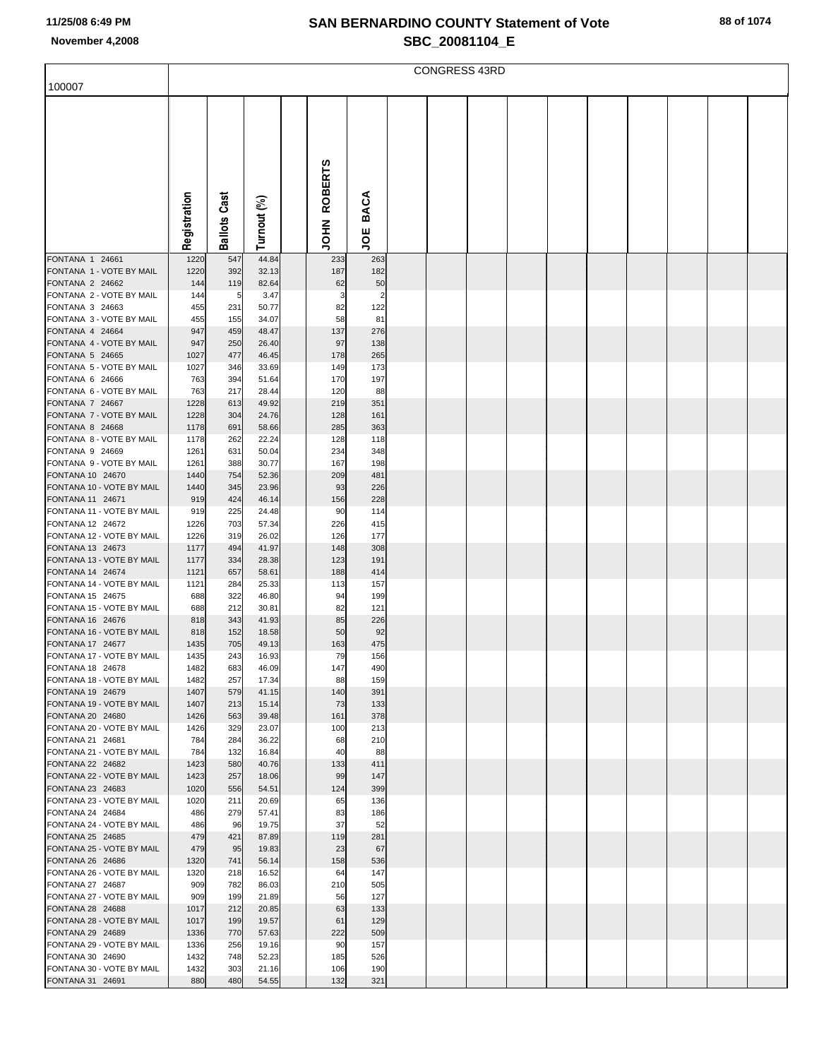# SAN BERNARDINO COUNTY Statement of Vote
## SBC_20081104_E

11/25/08 6:49 PM
November 4,2008

| 100007 | CONGRESS 43RD | | | | |
|---|---|---|---|---|---|
| | Registration | Ballots Cast | Turnout (%) | JOHN ROBERTS | JOE BACA |
| FONTANA 1 24661 | 1220 | 547 | 44.84 | 233 | 263 |
| FONTANA 1 - VOTE BY MAIL | 1220 | 392 | 32.13 | 187 | 182 |
| FONTANA 2 24662 | 144 | 119 | 82.64 | 62 | 50 |
| FONTANA 2 - VOTE BY MAIL | 144 | 5 | 3.47 | 3 | 2 |
| FONTANA 3 24663 | 455 | 231 | 50.77 | 82 | 122 |
| FONTANA 3 - VOTE BY MAIL | 455 | 155 | 34.07 | 58 | 81 |
| FONTANA 4 24664 | 947 | 459 | 48.47 | 137 | 276 |
| FONTANA 4 - VOTE BY MAIL | 947 | 250 | 26.40 | 97 | 138 |
| FONTANA 5 24665 | 1027 | 477 | 46.45 | 178 | 265 |
| FONTANA 5 - VOTE BY MAIL | 1027 | 346 | 33.69 | 149 | 173 |
| FONTANA 6 24666 | 763 | 394 | 51.64 | 170 | 197 |
| FONTANA 6 - VOTE BY MAIL | 763 | 217 | 28.44 | 120 | 88 |
| FONTANA 7 24667 | 1228 | 613 | 49.92 | 219 | 351 |
| FONTANA 7 - VOTE BY MAIL | 1228 | 304 | 24.76 | 128 | 161 |
| FONTANA 8 24668 | 1178 | 691 | 58.66 | 285 | 363 |
| FONTANA 8 - VOTE BY MAIL | 1178 | 262 | 22.24 | 128 | 118 |
| FONTANA 9 24669 | 1261 | 631 | 50.04 | 234 | 348 |
| FONTANA 9 - VOTE BY MAIL | 1261 | 388 | 30.77 | 167 | 198 |
| FONTANA 10 24670 | 1440 | 754 | 52.36 | 209 | 481 |
| FONTANA 10 - VOTE BY MAIL | 1440 | 345 | 23.96 | 93 | 226 |
| FONTANA 11 24671 | 919 | 424 | 46.14 | 156 | 228 |
| FONTANA 11 - VOTE BY MAIL | 919 | 225 | 24.48 | 90 | 114 |
| FONTANA 12 24672 | 1226 | 703 | 57.34 | 226 | 415 |
| FONTANA 12 - VOTE BY MAIL | 1226 | 319 | 26.02 | 126 | 177 |
| FONTANA 13 24673 | 1177 | 494 | 41.97 | 148 | 308 |
| FONTANA 13 - VOTE BY MAIL | 1177 | 334 | 28.38 | 123 | 191 |
| FONTANA 14 24674 | 1121 | 657 | 58.61 | 188 | 414 |
| FONTANA 14 - VOTE BY MAIL | 1121 | 284 | 25.33 | 113 | 157 |
| FONTANA 15 24675 | 688 | 322 | 46.80 | 94 | 199 |
| FONTANA 15 - VOTE BY MAIL | 688 | 212 | 30.81 | 82 | 121 |
| FONTANA 16 24676 | 818 | 343 | 41.93 | 85 | 226 |
| FONTANA 16 - VOTE BY MAIL | 818 | 152 | 18.58 | 50 | 92 |
| FONTANA 17 24677 | 1435 | 705 | 49.13 | 163 | 475 |
| FONTANA 17 - VOTE BY MAIL | 1435 | 243 | 16.93 | 79 | 156 |
| FONTANA 18 24678 | 1482 | 683 | 46.09 | 147 | 490 |
| FONTANA 18 - VOTE BY MAIL | 1482 | 257 | 17.34 | 88 | 159 |
| FONTANA 19 24679 | 1407 | 579 | 41.15 | 140 | 391 |
| FONTANA 19 - VOTE BY MAIL | 1407 | 213 | 15.14 | 73 | 133 |
| FONTANA 20 24680 | 1426 | 563 | 39.48 | 161 | 378 |
| FONTANA 20 - VOTE BY MAIL | 1426 | 329 | 23.07 | 100 | 213 |
| FONTANA 21 24681 | 784 | 284 | 36.22 | 68 | 210 |
| FONTANA 21 - VOTE BY MAIL | 784 | 132 | 16.84 | 40 | 88 |
| FONTANA 22 24682 | 1423 | 580 | 40.76 | 133 | 411 |
| FONTANA 22 - VOTE BY MAIL | 1423 | 257 | 18.06 | 99 | 147 |
| FONTANA 23 24683 | 1020 | 556 | 54.51 | 124 | 399 |
| FONTANA 23 - VOTE BY MAIL | 1020 | 211 | 20.69 | 65 | 136 |
| FONTANA 24 24684 | 486 | 279 | 57.41 | 83 | 186 |
| FONTANA 24 - VOTE BY MAIL | 486 | 96 | 19.75 | 37 | 52 |
| FONTANA 25 24685 | 479 | 421 | 87.89 | 119 | 281 |
| FONTANA 25 - VOTE BY MAIL | 479 | 95 | 19.83 | 23 | 67 |
| FONTANA 26 24686 | 1320 | 741 | 56.14 | 158 | 536 |
| FONTANA 26 - VOTE BY MAIL | 1320 | 218 | 16.52 | 64 | 147 |
| FONTANA 27 24687 | 909 | 782 | 86.03 | 210 | 505 |
| FONTANA 27 - VOTE BY MAIL | 909 | 199 | 21.89 | 56 | 127 |
| FONTANA 28 24688 | 1017 | 212 | 20.85 | 63 | 133 |
| FONTANA 28 - VOTE BY MAIL | 1017 | 199 | 19.57 | 61 | 129 |
| FONTANA 29 24689 | 1336 | 770 | 57.63 | 222 | 509 |
| FONTANA 29 - VOTE BY MAIL | 1336 | 256 | 19.16 | 90 | 157 |
| FONTANA 30 24690 | 1432 | 748 | 52.23 | 185 | 526 |
| FONTANA 30 - VOTE BY MAIL | 1432 | 303 | 21.16 | 106 | 190 |
| FONTANA 31 24691 | 880 | 480 | 54.55 | 132 | 321 |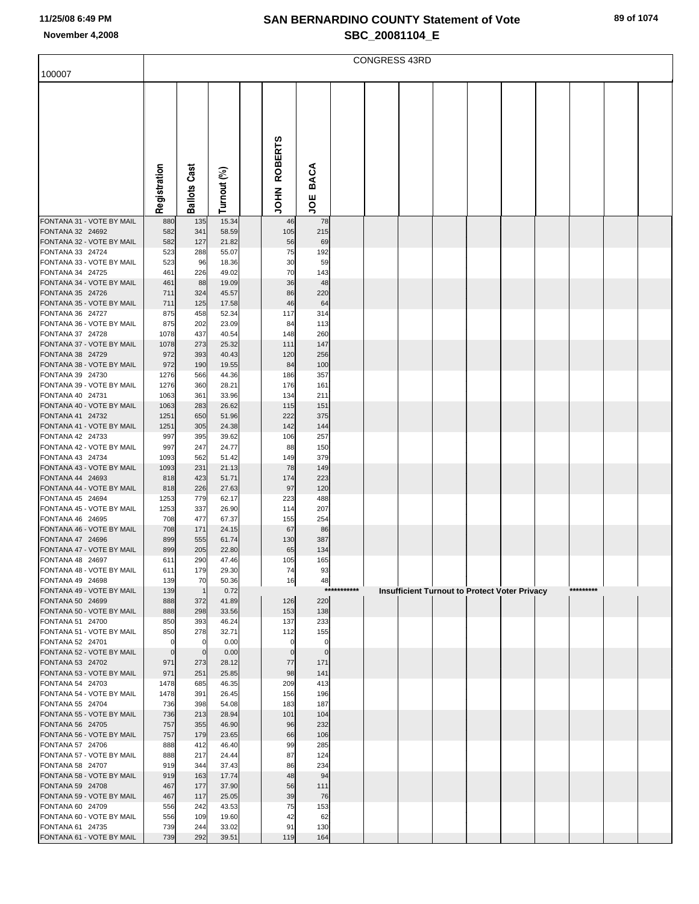# SAN BERNARDINO COUNTY Statement of Vote
## SBC_20081104_E

November 4,2008

| 100007 | CONGRESS 43RD | | | | | |
|---|---|---|---|---|---|---|
| | Registration | Ballots Cast | Turnout (%) | | JOHN ROBERTS | JOE BACA |
| FONTANA 31 - VOTE BY MAIL | 880 | 135 | 15.34 | | 46 | 78 |
| FONTANA 32 24692 | 582 | 341 | 58.59 | | 105 | 215 |
| FONTANA 32 - VOTE BY MAIL | 582 | 127 | 21.82 | | 56 | 69 |
| FONTANA 33 24724 | 523 | 288 | 55.07 | | 75 | 192 |
| FONTANA 33 - VOTE BY MAIL | 523 | 96 | 18.36 | | 30 | 59 |
| FONTANA 34 24725 | 461 | 226 | 49.02 | | 70 | 143 |
| FONTANA 34 - VOTE BY MAIL | 461 | 88 | 19.09 | | 36 | 48 |
| FONTANA 35 24726 | 711 | 324 | 45.57 | | 86 | 220 |
| FONTANA 35 - VOTE BY MAIL | 711 | 125 | 17.58 | | 46 | 64 |
| FONTANA 36 24727 | 875 | 458 | 52.34 | | 117 | 314 |
| FONTANA 36 - VOTE BY MAIL | 875 | 202 | 23.09 | | 84 | 113 |
| FONTANA 37 24728 | 1078 | 437 | 40.54 | | 148 | 260 |
| FONTANA 37 - VOTE BY MAIL | 1078 | 273 | 25.32 | | 111 | 147 |
| FONTANA 38 24729 | 972 | 393 | 40.43 | | 120 | 256 |
| FONTANA 38 - VOTE BY MAIL | 972 | 190 | 19.55 | | 84 | 100 |
| FONTANA 39 24730 | 1276 | 566 | 44.36 | | 186 | 357 |
| FONTANA 39 - VOTE BY MAIL | 1276 | 360 | 28.21 | | 176 | 161 |
| FONTANA 40 24731 | 1063 | 361 | 33.96 | | 134 | 211 |
| FONTANA 40 - VOTE BY MAIL | 1063 | 283 | 26.62 | | 115 | 151 |
| FONTANA 41 24732 | 1251 | 650 | 51.96 | | 222 | 375 |
| FONTANA 41 - VOTE BY MAIL | 1251 | 305 | 24.38 | | 142 | 144 |
| FONTANA 42 24733 | 997 | 395 | 39.62 | | 106 | 257 |
| FONTANA 42 - VOTE BY MAIL | 997 | 247 | 24.77 | | 88 | 150 |
| FONTANA 43 24734 | 1093 | 562 | 51.42 | | 149 | 379 |
| FONTANA 43 - VOTE BY MAIL | 1093 | 231 | 21.13 | | 78 | 149 |
| FONTANA 44 24693 | 818 | 423 | 51.71 | | 174 | 223 |
| FONTANA 44 - VOTE BY MAIL | 818 | 226 | 27.63 | | 97 | 120 |
| FONTANA 45 24694 | 1253 | 779 | 62.17 | | 223 | 488 |
| FONTANA 45 - VOTE BY MAIL | 1253 | 337 | 26.90 | | 114 | 207 |
| FONTANA 46 24695 | 708 | 477 | 67.37 | | 155 | 254 |
| FONTANA 46 - VOTE BY MAIL | 708 | 171 | 24.15 | | 67 | 86 |
| FONTANA 47 24696 | 899 | 555 | 61.74 | | 130 | 387 |
| FONTANA 47 - VOTE BY MAIL | 899 | 205 | 22.80 | | 65 | 134 |
| FONTANA 48 24697 | 611 | 290 | 47.46 | | 105 | 165 |
| FONTANA 48 - VOTE BY MAIL | 611 | 179 | 29.30 | | 74 | 93 |
| FONTANA 49 24698 | 139 | 70 | 50.36 | | 16 | 48 |
| FONTANA 49 - VOTE BY MAIL | 139 | 1 | 0.72 | | *********** Insufficient Turnout to Protect Voter Privacy ********* | |
| FONTANA 50 24699 | 888 | 372 | 41.89 | | 126 | 220 |
| FONTANA 50 - VOTE BY MAIL | 888 | 298 | 33.56 | | 153 | 138 |
| FONTANA 51 24700 | 850 | 393 | 46.24 | | 137 | 233 |
| FONTANA 51 - VOTE BY MAIL | 850 | 278 | 32.71 | | 112 | 155 |
| FONTANA 52 24701 | 0 | 0 | 0.00 | | 0 | 0 |
| FONTANA 52 - VOTE BY MAIL | 0 | 0 | 0.00 | | 0 | 0 |
| FONTANA 53 24702 | 971 | 273 | 28.12 | | 77 | 171 |
| FONTANA 53 - VOTE BY MAIL | 971 | 251 | 25.85 | | 98 | 141 |
| FONTANA 54 24703 | 1478 | 685 | 46.35 | | 209 | 413 |
| FONTANA 54 - VOTE BY MAIL | 1478 | 391 | 26.45 | | 156 | 196 |
| FONTANA 55 24704 | 736 | 398 | 54.08 | | 183 | 187 |
| FONTANA 55 - VOTE BY MAIL | 736 | 213 | 28.94 | | 101 | 104 |
| FONTANA 56 24705 | 757 | 355 | 46.90 | | 96 | 232 |
| FONTANA 56 - VOTE BY MAIL | 757 | 179 | 23.65 | | 66 | 106 |
| FONTANA 57 24706 | 888 | 412 | 46.40 | | 99 | 285 |
| FONTANA 57 - VOTE BY MAIL | 888 | 217 | 24.44 | | 87 | 124 |
| FONTANA 58 24707 | 919 | 344 | 37.43 | | 86 | 234 |
| FONTANA 58 - VOTE BY MAIL | 919 | 163 | 17.74 | | 48 | 94 |
| FONTANA 59 24708 | 467 | 177 | 37.90 | | 56 | 111 |
| FONTANA 59 - VOTE BY MAIL | 467 | 117 | 25.05 | | 39 | 76 |
| FONTANA 60 24709 | 556 | 242 | 43.53 | | 75 | 153 |
| FONTANA 60 - VOTE BY MAIL | 556 | 109 | 19.60 | | 42 | 62 |
| FONTANA 61 24735 | 739 | 244 | 33.02 | | 91 | 130 |
| FONTANA 61 - VOTE BY MAIL | 739 | 292 | 39.51 | | 119 | 164 |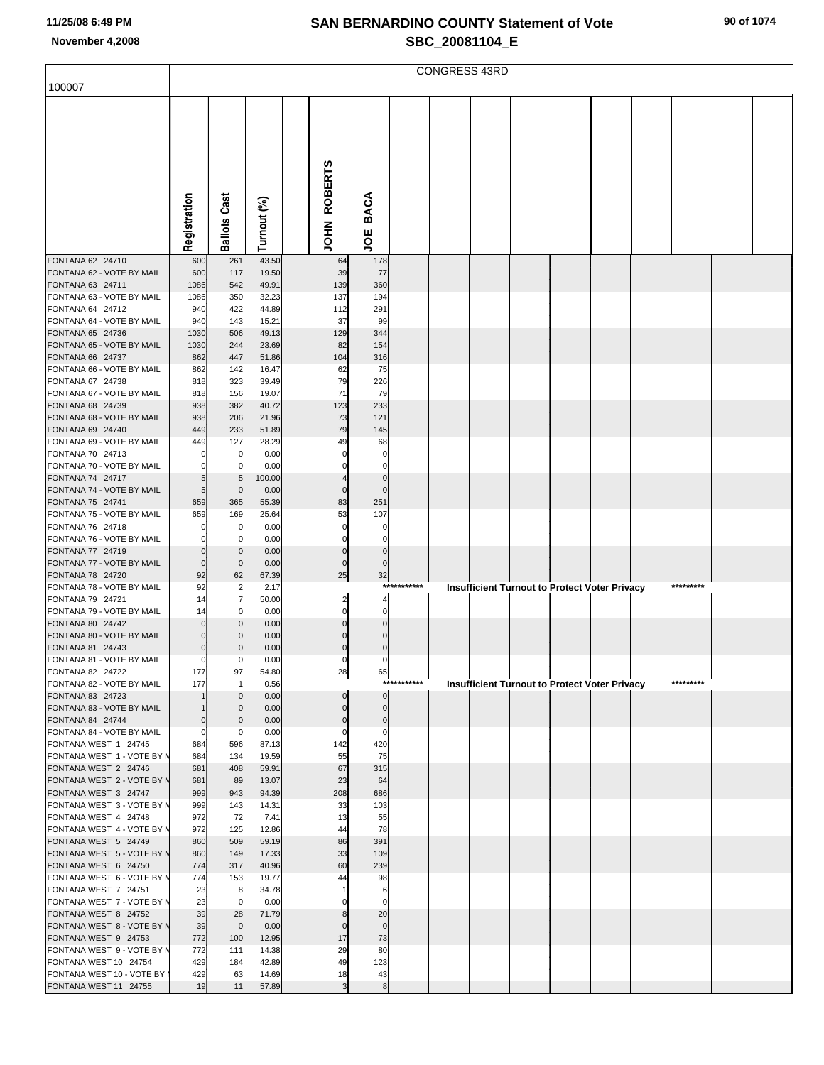# SAN BERNARDINO COUNTY Statement of Vote
## SBC_20081104_E

November 4,2008

100007

CONGRESS 43RD

| | Registration | Ballots Cast | Turnout (%) | | JOHN ROBERTS | JOE BACA |
|---|---|---|---|---|---|---|
| FONTANA 62 24710 | 600 | 261 | 43.50 | | 64 | 178 |
| FONTANA 62 - VOTE BY MAIL | 600 | 117 | 19.50 | | 39 | 77 |
| FONTANA 63 24711 | 1086 | 542 | 49.91 | | 139 | 360 |
| FONTANA 63 - VOTE BY MAIL | 1086 | 350 | 32.23 | | 137 | 194 |
| FONTANA 64 24712 | 940 | 422 | 44.89 | | 112 | 291 |
| FONTANA 64 - VOTE BY MAIL | 940 | 143 | 15.21 | | 37 | 99 |
| FONTANA 65 24736 | 1030 | 506 | 49.13 | | 129 | 344 |
| FONTANA 65 - VOTE BY MAIL | 1030 | 244 | 23.69 | | 82 | 154 |
| FONTANA 66 24737 | 862 | 447 | 51.86 | | 104 | 316 |
| FONTANA 66 - VOTE BY MAIL | 862 | 142 | 16.47 | | 62 | 75 |
| FONTANA 67 24738 | 818 | 323 | 39.49 | | 79 | 226 |
| FONTANA 67 - VOTE BY MAIL | 818 | 156 | 19.07 | | 71 | 79 |
| FONTANA 68 24739 | 938 | 382 | 40.72 | | 123 | 233 |
| FONTANA 68 - VOTE BY MAIL | 938 | 206 | 21.96 | | 73 | 121 |
| FONTANA 69 24740 | 449 | 233 | 51.89 | | 79 | 145 |
| FONTANA 69 - VOTE BY MAIL | 449 | 127 | 28.29 | | 49 | 68 |
| FONTANA 70 24713 | 0 | 0 | 0.00 | | 0 | 0 |
| FONTANA 70 - VOTE BY MAIL | 0 | 0 | 0.00 | | 0 | 0 |
| FONTANA 74 24717 | 5 | 5 | 100.00 | | 4 | 0 |
| FONTANA 74 - VOTE BY MAIL | 5 | 0 | 0.00 | | 0 | 0 |
| FONTANA 75 24741 | 659 | 365 | 55.39 | | 83 | 251 |
| FONTANA 75 - VOTE BY MAIL | 659 | 169 | 25.64 | | 53 | 107 |
| FONTANA 76 24718 | 0 | 0 | 0.00 | | 0 | 0 |
| FONTANA 76 - VOTE BY MAIL | 0 | 0 | 0.00 | | 0 | 0 |
| FONTANA 77 24719 | 0 | 0 | 0.00 | | 0 | 0 |
| FONTANA 77 - VOTE BY MAIL | 0 | 0 | 0.00 | | 0 | 0 |
| FONTANA 78 24720 | 92 | 62 | 67.39 | | 25 | 32 |
| FONTANA 78 - VOTE BY MAIL | 92 | 2 | 2.17 | | *********** Insufficient Turnout to Protect Voter Privacy ********* | |
| FONTANA 79 24721 | 14 | 7 | 50.00 | | 2 | 4 |
| FONTANA 79 - VOTE BY MAIL | 14 | 0 | 0.00 | | 0 | 0 |
| FONTANA 80 24742 | 0 | 0 | 0.00 | | 0 | 0 |
| FONTANA 80 - VOTE BY MAIL | 0 | 0 | 0.00 | | 0 | 0 |
| FONTANA 81 24743 | 0 | 0 | 0.00 | | 0 | 0 |
| FONTANA 81 - VOTE BY MAIL | 0 | 0 | 0.00 | | 0 | 0 |
| FONTANA 82 24722 | 177 | 97 | 54.80 | | 28 | 65 |
| FONTANA 82 - VOTE BY MAIL | 177 | 1 | 0.56 | | *********** Insufficient Turnout to Protect Voter Privacy ********* | |
| FONTANA 83 24723 | 1 | 0 | 0.00 | | 0 | 0 |
| FONTANA 83 - VOTE BY MAIL | 1 | 0 | 0.00 | | 0 | 0 |
| FONTANA 84 24744 | 0 | 0 | 0.00 | | 0 | 0 |
| FONTANA 84 - VOTE BY MAIL | 0 | 0 | 0.00 | | 0 | 0 |
| FONTANA WEST 1 24745 | 684 | 596 | 87.13 | | 142 | 420 |
| FONTANA WEST 1 - VOTE BY M | 684 | 134 | 19.59 | | 55 | 75 |
| FONTANA WEST 2 24746 | 681 | 408 | 59.91 | | 67 | 315 |
| FONTANA WEST 2 - VOTE BY M | 681 | 89 | 13.07 | | 23 | 64 |
| FONTANA WEST 3 24747 | 999 | 943 | 94.39 | | 208 | 686 |
| FONTANA WEST 3 - VOTE BY M | 999 | 143 | 14.31 | | 33 | 103 |
| FONTANA WEST 4 24748 | 972 | 72 | 7.41 | | 13 | 55 |
| FONTANA WEST 4 - VOTE BY M | 972 | 125 | 12.86 | | 44 | 78 |
| FONTANA WEST 5 24749 | 860 | 509 | 59.19 | | 86 | 391 |
| FONTANA WEST 5 - VOTE BY M | 860 | 149 | 17.33 | | 33 | 109 |
| FONTANA WEST 6 24750 | 774 | 317 | 40.96 | | 60 | 239 |
| FONTANA WEST 6 - VOTE BY M | 774 | 153 | 19.77 | | 44 | 98 |
| FONTANA WEST 7 24751 | 23 | 8 | 34.78 | | 1 | 6 |
| FONTANA WEST 7 - VOTE BY M | 23 | 0 | 0.00 | | 0 | 0 |
| FONTANA WEST 8 24752 | 39 | 28 | 71.79 | | 8 | 20 |
| FONTANA WEST 8 - VOTE BY M | 39 | 0 | 0.00 | | 0 | 0 |
| FONTANA WEST 9 24753 | 772 | 100 | 12.95 | | 17 | 73 |
| FONTANA WEST 9 - VOTE BY M | 772 | 111 | 14.38 | | 29 | 80 |
| FONTANA WEST 10 24754 | 429 | 184 | 42.89 | | 49 | 123 |
| FONTANA WEST 10 - VOTE BY I | 429 | 63 | 14.69 | | 18 | 43 |
| FONTANA WEST 11 24755 | 19 | 11 | 57.89 | | 3 | 8 |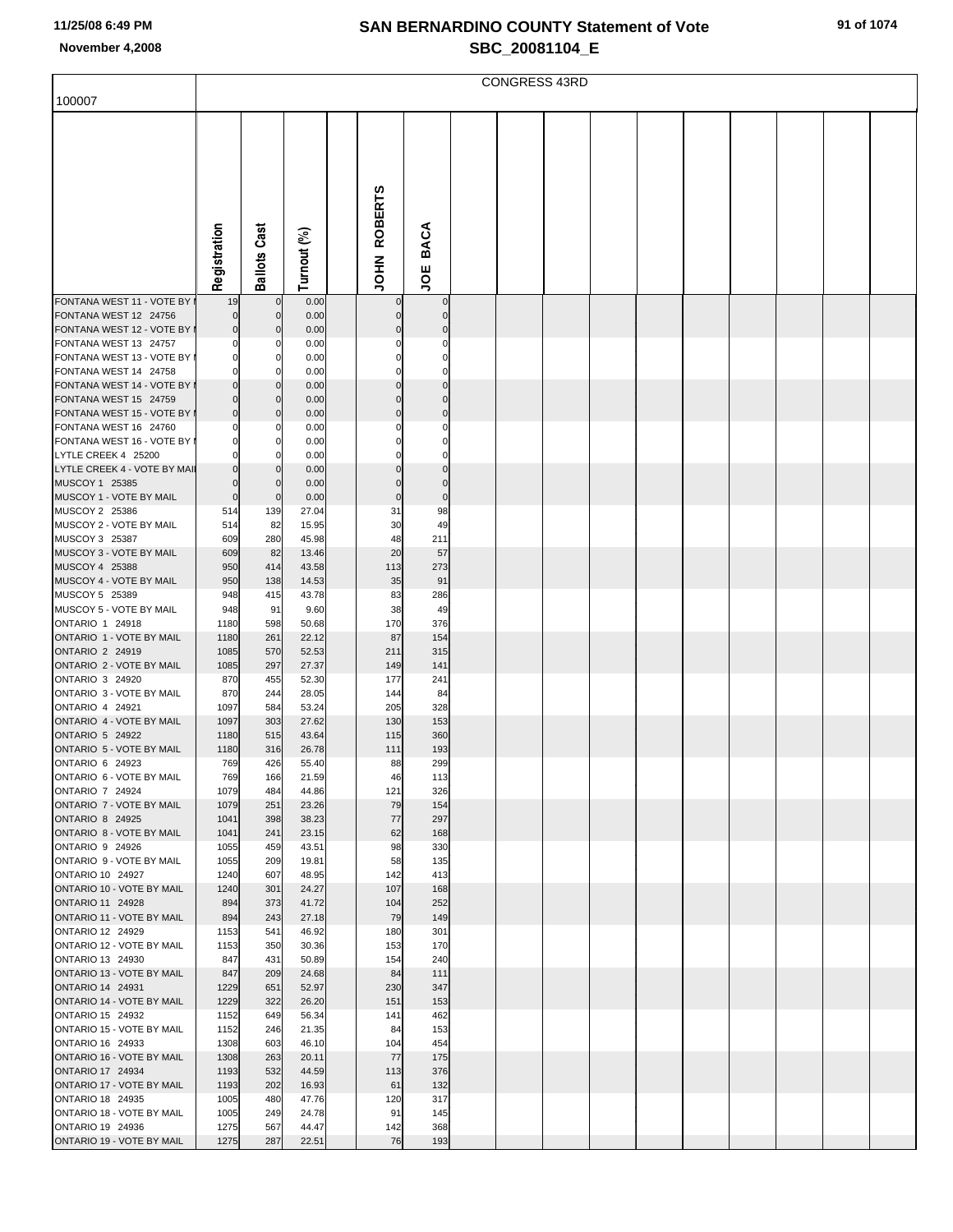# SAN BERNARDINO COUNTY Statement of Vote
## SBC_20081104_E

November 4,2008

CONGRESS 43RD

| 100007 | Registration | Ballots Cast | Turnout (%) | | JOHN ROBERTS | JOE BACA |
|---|---|---|---|---|---|---|
| FONTANA WEST 11 - VOTE BY MAIL | 19 | 0 | 0.00 | | 0 | 0 |
| FONTANA WEST 12 24756 | 0 | 0 | 0.00 | | 0 | 0 |
| FONTANA WEST 12 - VOTE BY MAIL | 0 | 0 | 0.00 | | 0 | 0 |
| FONTANA WEST 13 24757 | 0 | 0 | 0.00 | | 0 | 0 |
| FONTANA WEST 13 - VOTE BY MAIL | 0 | 0 | 0.00 | | 0 | 0 |
| FONTANA WEST 14 24758 | 0 | 0 | 0.00 | | 0 | 0 |
| FONTANA WEST 14 - VOTE BY MAIL | 0 | 0 | 0.00 | | 0 | 0 |
| FONTANA WEST 15 24759 | 0 | 0 | 0.00 | | 0 | 0 |
| FONTANA WEST 15 - VOTE BY MAIL | 0 | 0 | 0.00 | | 0 | 0 |
| FONTANA WEST 16 24760 | 0 | 0 | 0.00 | | 0 | 0 |
| FONTANA WEST 16 - VOTE BY MAIL | 0 | 0 | 0.00 | | 0 | 0 |
| LYTLE CREEK 4 25200 | 0 | 0 | 0.00 | | 0 | 0 |
| LYTLE CREEK 4 - VOTE BY MAIL | 0 | 0 | 0.00 | | 0 | 0 |
| MUSCOY 1 25385 | 0 | 0 | 0.00 | | 0 | 0 |
| MUSCOY 1 - VOTE BY MAIL | 0 | 0 | 0.00 | | 0 | 0 |
| MUSCOY 2 25386 | 514 | 139 | 27.04 | | 31 | 98 |
| MUSCOY 2 - VOTE BY MAIL | 514 | 82 | 15.95 | | 30 | 49 |
| MUSCOY 3 25387 | 609 | 280 | 45.98 | | 48 | 211 |
| MUSCOY 3 - VOTE BY MAIL | 609 | 82 | 13.46 | | 20 | 57 |
| MUSCOY 4 25388 | 950 | 414 | 43.58 | | 113 | 273 |
| MUSCOY 4 - VOTE BY MAIL | 950 | 138 | 14.53 | | 35 | 91 |
| MUSCOY 5 25389 | 948 | 415 | 43.78 | | 83 | 286 |
| MUSCOY 5 - VOTE BY MAIL | 948 | 91 | 9.60 | | 38 | 49 |
| ONTARIO 1 24918 | 1180 | 598 | 50.68 | | 170 | 376 |
| ONTARIO 1 - VOTE BY MAIL | 1180 | 261 | 22.12 | | 87 | 154 |
| ONTARIO 2 24919 | 1085 | 570 | 52.53 | | 211 | 315 |
| ONTARIO 2 - VOTE BY MAIL | 1085 | 297 | 27.37 | | 149 | 141 |
| ONTARIO 3 24920 | 870 | 455 | 52.30 | | 177 | 241 |
| ONTARIO 3 - VOTE BY MAIL | 870 | 244 | 28.05 | | 144 | 84 |
| ONTARIO 4 24921 | 1097 | 584 | 53.24 | | 205 | 328 |
| ONTARIO 4 - VOTE BY MAIL | 1097 | 303 | 27.62 | | 130 | 153 |
| ONTARIO 5 24922 | 1180 | 515 | 43.64 | | 115 | 360 |
| ONTARIO 5 - VOTE BY MAIL | 1180 | 316 | 26.78 | | 111 | 193 |
| ONTARIO 6 24923 | 769 | 426 | 55.40 | | 88 | 299 |
| ONTARIO 6 - VOTE BY MAIL | 769 | 166 | 21.59 | | 46 | 113 |
| ONTARIO 7 24924 | 1079 | 484 | 44.86 | | 121 | 326 |
| ONTARIO 7 - VOTE BY MAIL | 1079 | 251 | 23.26 | | 79 | 154 |
| ONTARIO 8 24925 | 1041 | 398 | 38.23 | | 77 | 297 |
| ONTARIO 8 - VOTE BY MAIL | 1041 | 241 | 23.15 | | 62 | 168 |
| ONTARIO 9 24926 | 1055 | 459 | 43.51 | | 98 | 330 |
| ONTARIO 9 - VOTE BY MAIL | 1055 | 209 | 19.81 | | 58 | 135 |
| ONTARIO 10 24927 | 1240 | 607 | 48.95 | | 142 | 413 |
| ONTARIO 10 - VOTE BY MAIL | 1240 | 301 | 24.27 | | 107 | 168 |
| ONTARIO 11 24928 | 894 | 373 | 41.72 | | 104 | 252 |
| ONTARIO 11 - VOTE BY MAIL | 894 | 243 | 27.18 | | 79 | 149 |
| ONTARIO 12 24929 | 1153 | 541 | 46.92 | | 180 | 301 |
| ONTARIO 12 - VOTE BY MAIL | 1153 | 350 | 30.36 | | 153 | 170 |
| ONTARIO 13 24930 | 847 | 431 | 50.89 | | 154 | 240 |
| ONTARIO 13 - VOTE BY MAIL | 847 | 209 | 24.68 | | 84 | 111 |
| ONTARIO 14 24931 | 1229 | 651 | 52.97 | | 230 | 347 |
| ONTARIO 14 - VOTE BY MAIL | 1229 | 322 | 26.20 | | 151 | 153 |
| ONTARIO 15 24932 | 1152 | 649 | 56.34 | | 141 | 462 |
| ONTARIO 15 - VOTE BY MAIL | 1152 | 246 | 21.35 | | 84 | 153 |
| ONTARIO 16 24933 | 1308 | 603 | 46.10 | | 104 | 454 |
| ONTARIO 16 - VOTE BY MAIL | 1308 | 263 | 20.11 | | 77 | 175 |
| ONTARIO 17 24934 | 1193 | 532 | 44.59 | | 113 | 376 |
| ONTARIO 17 - VOTE BY MAIL | 1193 | 202 | 16.93 | | 61 | 132 |
| ONTARIO 18 24935 | 1005 | 480 | 47.76 | | 120 | 317 |
| ONTARIO 18 - VOTE BY MAIL | 1005 | 249 | 24.78 | | 91 | 145 |
| ONTARIO 19 24936 | 1275 | 567 | 44.47 | | 142 | 368 |
| ONTARIO 19 - VOTE BY MAIL | 1275 | 287 | 22.51 | | 76 | 193 |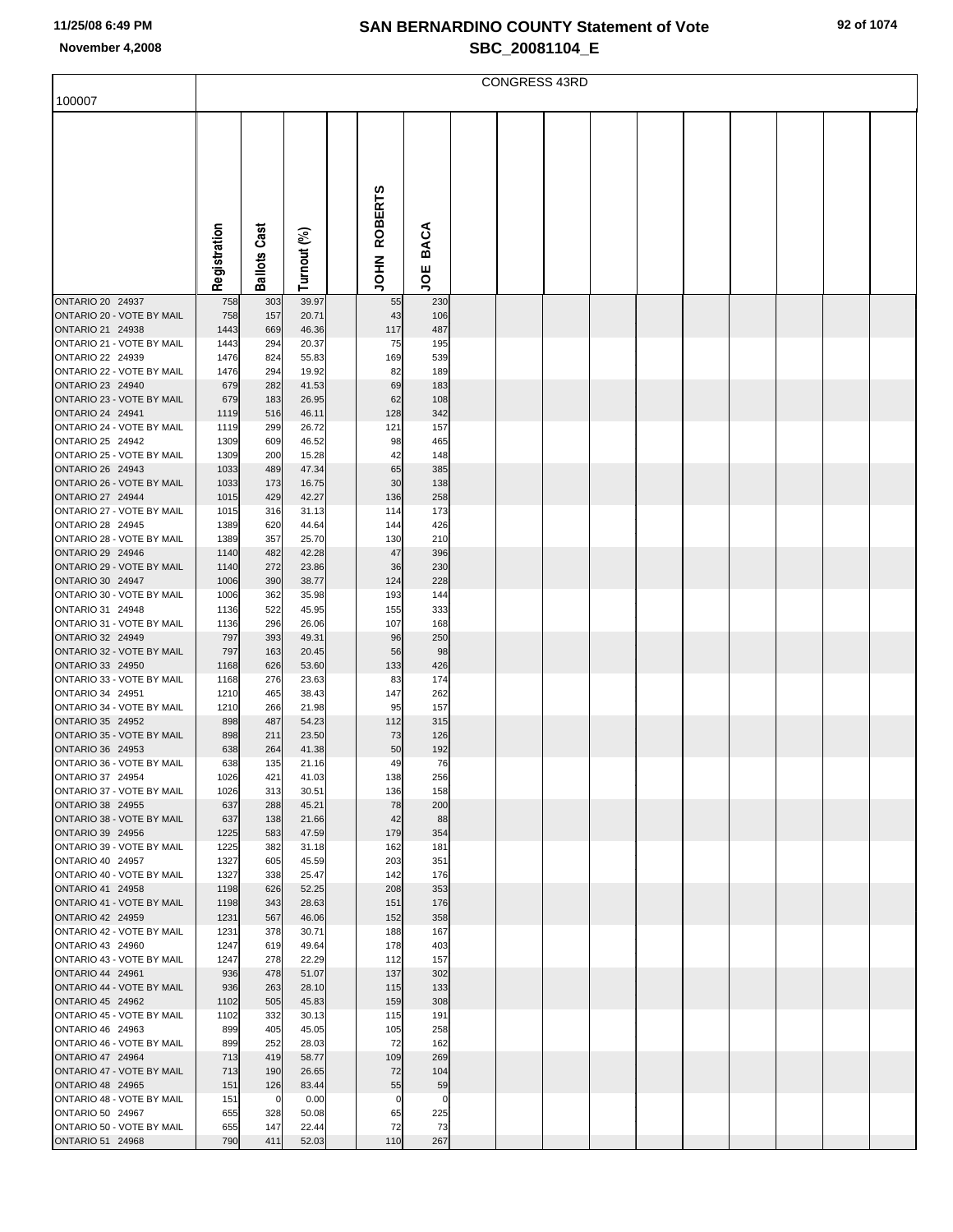# SAN BERNARDINO COUNTY Statement of Vote

## SBC_20081104_E

November 4,2008

100007

CONGRESS 43RD

| | Registration | Ballots Cast | Turnout (%) | JOHN ROBERTS | JOE BACA |
|---|---|---|---|---|---|
| ONTARIO 20 24937 | 758 | 303 | 39.97 | 55 | 230 |
| ONTARIO 20 - VOTE BY MAIL | 758 | 157 | 20.71 | 43 | 106 |
| ONTARIO 21 24938 | 1443 | 669 | 46.36 | 117 | 487 |
| ONTARIO 21 - VOTE BY MAIL | 1443 | 294 | 20.37 | 75 | 195 |
| ONTARIO 22 24939 | 1476 | 824 | 55.83 | 169 | 539 |
| ONTARIO 22 - VOTE BY MAIL | 1476 | 294 | 19.92 | 82 | 189 |
| ONTARIO 23 24940 | 679 | 282 | 41.53 | 69 | 183 |
| ONTARIO 23 - VOTE BY MAIL | 679 | 183 | 26.95 | 62 | 108 |
| ONTARIO 24 24941 | 1119 | 516 | 46.11 | 128 | 342 |
| ONTARIO 24 - VOTE BY MAIL | 1119 | 299 | 26.72 | 121 | 157 |
| ONTARIO 25 24942 | 1309 | 609 | 46.52 | 98 | 465 |
| ONTARIO 25 - VOTE BY MAIL | 1309 | 200 | 15.28 | 42 | 148 |
| ONTARIO 26 24943 | 1033 | 489 | 47.34 | 65 | 385 |
| ONTARIO 26 - VOTE BY MAIL | 1033 | 173 | 16.75 | 30 | 138 |
| ONTARIO 27 24944 | 1015 | 429 | 42.27 | 136 | 258 |
| ONTARIO 27 - VOTE BY MAIL | 1015 | 316 | 31.13 | 114 | 173 |
| ONTARIO 28 24945 | 1389 | 620 | 44.64 | 144 | 426 |
| ONTARIO 28 - VOTE BY MAIL | 1389 | 357 | 25.70 | 130 | 210 |
| ONTARIO 29 24946 | 1140 | 482 | 42.28 | 47 | 396 |
| ONTARIO 29 - VOTE BY MAIL | 1140 | 272 | 23.86 | 36 | 230 |
| ONTARIO 30 24947 | 1006 | 390 | 38.77 | 124 | 228 |
| ONTARIO 30 - VOTE BY MAIL | 1006 | 362 | 35.98 | 193 | 144 |
| ONTARIO 31 24948 | 1136 | 522 | 45.95 | 155 | 333 |
| ONTARIO 31 - VOTE BY MAIL | 1136 | 296 | 26.06 | 107 | 168 |
| ONTARIO 32 24949 | 797 | 393 | 49.31 | 96 | 250 |
| ONTARIO 32 - VOTE BY MAIL | 797 | 163 | 20.45 | 56 | 98 |
| ONTARIO 33 24950 | 1168 | 626 | 53.60 | 133 | 426 |
| ONTARIO 33 - VOTE BY MAIL | 1168 | 276 | 23.63 | 83 | 174 |
| ONTARIO 34 24951 | 1210 | 465 | 38.43 | 147 | 262 |
| ONTARIO 34 - VOTE BY MAIL | 1210 | 266 | 21.98 | 95 | 157 |
| ONTARIO 35 24952 | 898 | 487 | 54.23 | 112 | 315 |
| ONTARIO 35 - VOTE BY MAIL | 898 | 211 | 23.50 | 73 | 126 |
| ONTARIO 36 24953 | 638 | 264 | 41.38 | 50 | 192 |
| ONTARIO 36 - VOTE BY MAIL | 638 | 135 | 21.16 | 49 | 76 |
| ONTARIO 37 24954 | 1026 | 421 | 41.03 | 138 | 256 |
| ONTARIO 37 - VOTE BY MAIL | 1026 | 313 | 30.51 | 136 | 158 |
| ONTARIO 38 24955 | 637 | 288 | 45.21 | 78 | 200 |
| ONTARIO 38 - VOTE BY MAIL | 637 | 138 | 21.66 | 42 | 88 |
| ONTARIO 39 24956 | 1225 | 583 | 47.59 | 179 | 354 |
| ONTARIO 39 - VOTE BY MAIL | 1225 | 382 | 31.18 | 162 | 181 |
| ONTARIO 40 24957 | 1327 | 605 | 45.59 | 203 | 351 |
| ONTARIO 40 - VOTE BY MAIL | 1327 | 338 | 25.47 | 142 | 176 |
| ONTARIO 41 24958 | 1198 | 626 | 52.25 | 208 | 353 |
| ONTARIO 41 - VOTE BY MAIL | 1198 | 343 | 28.63 | 151 | 176 |
| ONTARIO 42 24959 | 1231 | 567 | 46.06 | 152 | 358 |
| ONTARIO 42 - VOTE BY MAIL | 1231 | 378 | 30.71 | 188 | 167 |
| ONTARIO 43 24960 | 1247 | 619 | 49.64 | 178 | 403 |
| ONTARIO 43 - VOTE BY MAIL | 1247 | 278 | 22.29 | 112 | 157 |
| ONTARIO 44 24961 | 936 | 478 | 51.07 | 137 | 302 |
| ONTARIO 44 - VOTE BY MAIL | 936 | 263 | 28.10 | 115 | 133 |
| ONTARIO 45 24962 | 1102 | 505 | 45.83 | 159 | 308 |
| ONTARIO 45 - VOTE BY MAIL | 1102 | 332 | 30.13 | 115 | 191 |
| ONTARIO 46 24963 | 899 | 405 | 45.05 | 105 | 258 |
| ONTARIO 46 - VOTE BY MAIL | 899 | 252 | 28.03 | 72 | 162 |
| ONTARIO 47 24964 | 713 | 419 | 58.77 | 109 | 269 |
| ONTARIO 47 - VOTE BY MAIL | 713 | 190 | 26.65 | 72 | 104 |
| ONTARIO 48 24965 | 151 | 126 | 83.44 | 55 | 59 |
| ONTARIO 48 - VOTE BY MAIL | 151 | 0 | 0.00 | 0 | 0 |
| ONTARIO 50 24967 | 655 | 328 | 50.08 | 65 | 225 |
| ONTARIO 50 - VOTE BY MAIL | 655 | 147 | 22.44 | 72 | 73 |
| ONTARIO 51 24968 | 790 | 411 | 52.03 | 110 | 267 |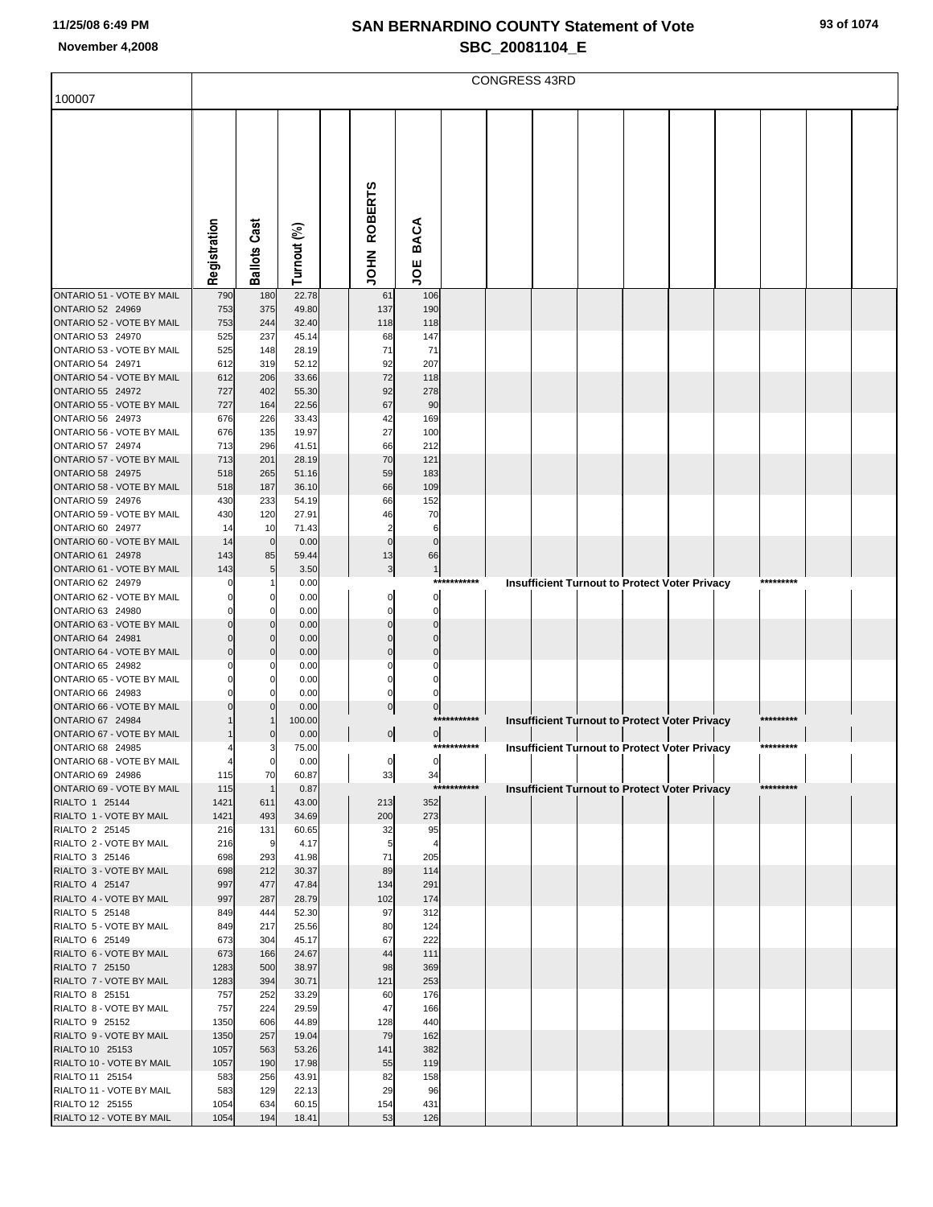# SAN BERNARDINO COUNTY Statement of Vote

## SBC_20081104_E

November 4,2008

| 100007 | CONGRESS 43RD | | | | | |
|---|---|---|---|---|---|---|
| | Registration | Ballots Cast | Turnout (%) | JOHN ROBERTS | JOE BACA | |
| ONTARIO 51 - VOTE BY MAIL | 790 | 180 | 22.78 | 61 | 106 | |
| ONTARIO 52 24969 | 753 | 375 | 49.80 | 137 | 190 | |
| ONTARIO 52 - VOTE BY MAIL | 753 | 244 | 32.40 | 118 | 118 | |
| ONTARIO 53 24970 | 525 | 237 | 45.14 | 68 | 147 | |
| ONTARIO 53 - VOTE BY MAIL | 525 | 148 | 28.19 | 71 | 71 | |
| ONTARIO 54 24971 | 612 | 319 | 52.12 | 92 | 207 | |
| ONTARIO 54 - VOTE BY MAIL | 612 | 206 | 33.66 | 72 | 118 | |
| ONTARIO 55 24972 | 727 | 402 | 55.30 | 92 | 278 | |
| ONTARIO 55 - VOTE BY MAIL | 727 | 164 | 22.56 | 67 | 90 | |
| ONTARIO 56 24973 | 676 | 226 | 33.43 | 42 | 169 | |
| ONTARIO 56 - VOTE BY MAIL | 676 | 135 | 19.97 | 27 | 100 | |
| ONTARIO 57 24974 | 713 | 296 | 41.51 | 66 | 212 | |
| ONTARIO 57 - VOTE BY MAIL | 713 | 201 | 28.19 | 70 | 121 | |
| ONTARIO 58 24975 | 518 | 265 | 51.16 | 59 | 183 | |
| ONTARIO 58 - VOTE BY MAIL | 518 | 187 | 36.10 | 66 | 109 | |
| ONTARIO 59 24976 | 430 | 233 | 54.19 | 66 | 152 | |
| ONTARIO 59 - VOTE BY MAIL | 430 | 120 | 27.91 | 46 | 70 | |
| ONTARIO 60 24977 | 14 | 10 | 71.43 | 2 | 6 | |
| ONTARIO 60 - VOTE BY MAIL | 14 | 0 | 0.00 | 0 | 0 | |
| ONTARIO 61 24978 | 143 | 85 | 59.44 | 13 | 66 | |
| ONTARIO 61 - VOTE BY MAIL | 143 | 5 | 3.50 | 3 | 1 | |
| ONTARIO 62 24979 | 0 | 1 | 0.00 | | *********** | Insufficient Turnout to Protect Voter Privacy ********* |
| ONTARIO 62 - VOTE BY MAIL | 0 | 0 | 0.00 | 0 | 0 | |
| ONTARIO 63 24980 | 0 | 0 | 0.00 | 0 | 0 | |
| ONTARIO 63 - VOTE BY MAIL | 0 | 0 | 0.00 | 0 | 0 | |
| ONTARIO 64 24981 | 0 | 0 | 0.00 | 0 | 0 | |
| ONTARIO 64 - VOTE BY MAIL | 0 | 0 | 0.00 | 0 | 0 | |
| ONTARIO 65 24982 | 0 | 0 | 0.00 | 0 | 0 | |
| ONTARIO 65 - VOTE BY MAIL | 0 | 0 | 0.00 | 0 | 0 | |
| ONTARIO 66 24983 | 0 | 0 | 0.00 | 0 | 0 | |
| ONTARIO 66 - VOTE BY MAIL | 0 | 0 | 0.00 | 0 | 0 | |
| ONTARIO 67 24984 | 1 | 1 | 100.00 | | *********** | Insufficient Turnout to Protect Voter Privacy ********* |
| ONTARIO 67 - VOTE BY MAIL | 1 | 0 | 0.00 | 0 | 0 | |
| ONTARIO 68 24985 | 4 | 3 | 75.00 | | *********** | Insufficient Turnout to Protect Voter Privacy ********* |
| ONTARIO 68 - VOTE BY MAIL | 4 | 0 | 0.00 | 0 | 0 | |
| ONTARIO 69 24986 | 115 | 70 | 60.87 | 33 | 34 | |
| ONTARIO 69 - VOTE BY MAIL | 115 | 1 | 0.87 | | *********** | Insufficient Turnout to Protect Voter Privacy ********* |
| RIALTO 1 25144 | 1421 | 611 | 43.00 | 213 | 352 | |
| RIALTO 1 - VOTE BY MAIL | 1421 | 493 | 34.69 | 200 | 273 | |
| RIALTO 2 25145 | 216 | 131 | 60.65 | 32 | 95 | |
| RIALTO 2 - VOTE BY MAIL | 216 | 9 | 4.17 | 5 | 4 | |
| RIALTO 3 25146 | 698 | 293 | 41.98 | 71 | 205 | |
| RIALTO 3 - VOTE BY MAIL | 698 | 212 | 30.37 | 89 | 114 | |
| RIALTO 4 25147 | 997 | 477 | 47.84 | 134 | 291 | |
| RIALTO 4 - VOTE BY MAIL | 997 | 287 | 28.79 | 102 | 174 | |
| RIALTO 5 25148 | 849 | 444 | 52.30 | 97 | 312 | |
| RIALTO 5 - VOTE BY MAIL | 849 | 217 | 25.56 | 80 | 124 | |
| RIALTO 6 25149 | 673 | 304 | 45.17 | 67 | 222 | |
| RIALTO 6 - VOTE BY MAIL | 673 | 166 | 24.67 | 44 | 111 | |
| RIALTO 7 25150 | 1283 | 500 | 38.97 | 98 | 369 | |
| RIALTO 7 - VOTE BY MAIL | 1283 | 394 | 30.71 | 121 | 253 | |
| RIALTO 8 25151 | 757 | 252 | 33.29 | 60 | 176 | |
| RIALTO 8 - VOTE BY MAIL | 757 | 224 | 29.59 | 47 | 166 | |
| RIALTO 9 25152 | 1350 | 606 | 44.89 | 128 | 440 | |
| RIALTO 9 - VOTE BY MAIL | 1350 | 257 | 19.04 | 79 | 162 | |
| RIALTO 10 25153 | 1057 | 563 | 53.26 | 141 | 382 | |
| RIALTO 10 - VOTE BY MAIL | 1057 | 190 | 17.98 | 55 | 119 | |
| RIALTO 11 25154 | 583 | 256 | 43.91 | 82 | 158 | |
| RIALTO 11 - VOTE BY MAIL | 583 | 129 | 22.13 | 29 | 96 | |
| RIALTO 12 25155 | 1054 | 634 | 60.15 | 154 | 431 | |
| RIALTO 12 - VOTE BY MAIL | 1054 | 194 | 18.41 | 53 | 126 | |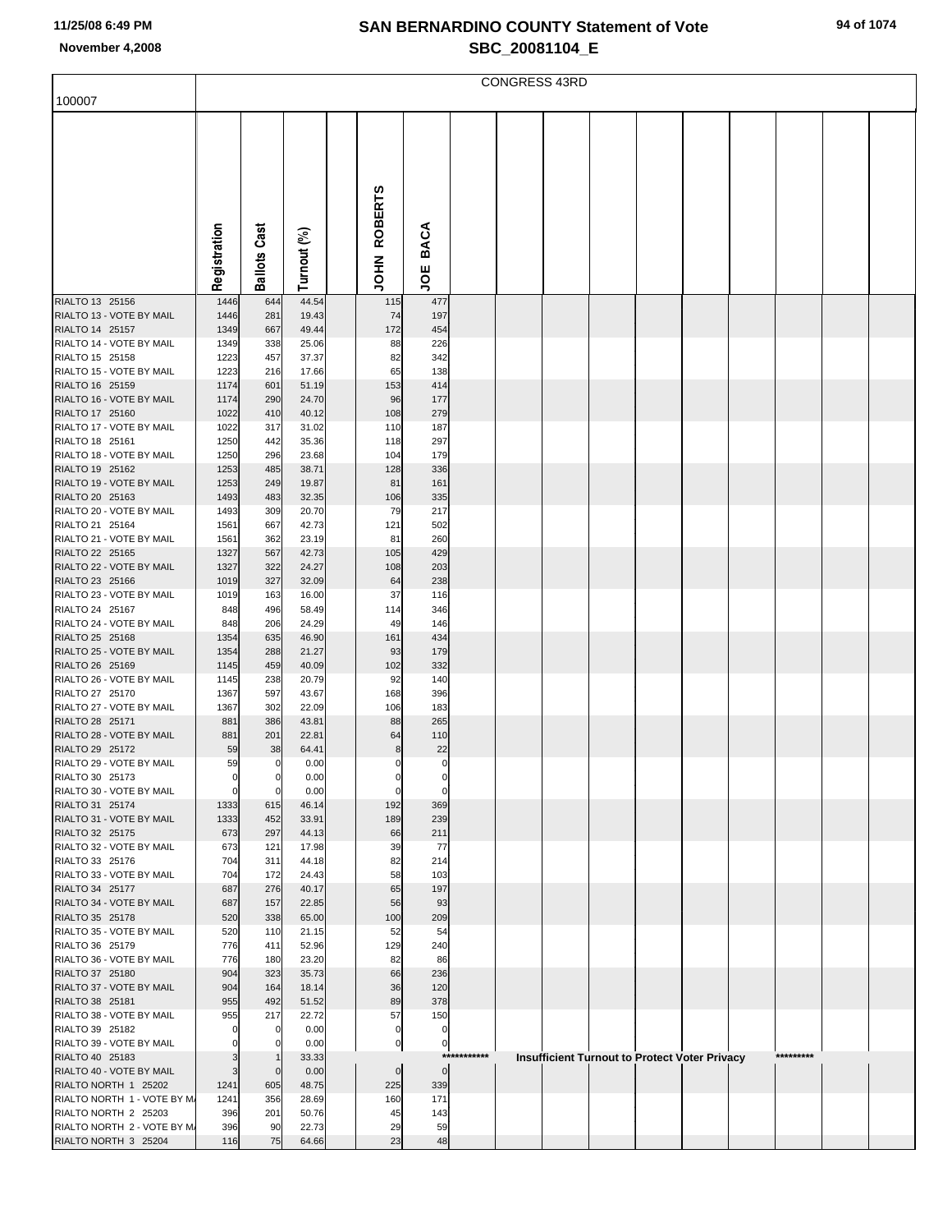# SAN BERNARDINO COUNTY Statement of Vote
## SBC_20081104_E

11/25/08 6:49 PM
November 4,2008

| 100007 | CONGRESS 43RD | | | | | |
|---|---|---|---|---|---|---|
| | Registration | Ballots Cast | Turnout (%) | | JOHN ROBERTS | JOE BACA |
| RIALTO 13 25156 | 1446 | 644 | 44.54 | | 115 | 477 |
| RIALTO 13 - VOTE BY MAIL | 1446 | 281 | 19.43 | | 74 | 197 |
| RIALTO 14 25157 | 1349 | 667 | 49.44 | | 172 | 454 |
| RIALTO 14 - VOTE BY MAIL | 1349 | 338 | 25.06 | | 88 | 226 |
| RIALTO 15 25158 | 1223 | 457 | 37.37 | | 82 | 342 |
| RIALTO 15 - VOTE BY MAIL | 1223 | 216 | 17.66 | | 65 | 138 |
| RIALTO 16 25159 | 1174 | 601 | 51.19 | | 153 | 414 |
| RIALTO 16 - VOTE BY MAIL | 1174 | 290 | 24.70 | | 96 | 177 |
| RIALTO 17 25160 | 1022 | 410 | 40.12 | | 108 | 279 |
| RIALTO 17 - VOTE BY MAIL | 1022 | 317 | 31.02 | | 110 | 187 |
| RIALTO 18 25161 | 1250 | 442 | 35.36 | | 118 | 297 |
| RIALTO 18 - VOTE BY MAIL | 1250 | 296 | 23.68 | | 104 | 179 |
| RIALTO 19 25162 | 1253 | 485 | 38.71 | | 128 | 336 |
| RIALTO 19 - VOTE BY MAIL | 1253 | 249 | 19.87 | | 81 | 161 |
| RIALTO 20 25163 | 1493 | 483 | 32.35 | | 106 | 335 |
| RIALTO 20 - VOTE BY MAIL | 1493 | 309 | 20.70 | | 79 | 217 |
| RIALTO 21 25164 | 1561 | 667 | 42.73 | | 121 | 502 |
| RIALTO 21 - VOTE BY MAIL | 1561 | 362 | 23.19 | | 81 | 260 |
| RIALTO 22 25165 | 1327 | 567 | 42.73 | | 105 | 429 |
| RIALTO 22 - VOTE BY MAIL | 1327 | 322 | 24.27 | | 108 | 203 |
| RIALTO 23 25166 | 1019 | 327 | 32.09 | | 64 | 238 |
| RIALTO 23 - VOTE BY MAIL | 1019 | 163 | 16.00 | | 37 | 116 |
| RIALTO 24 25167 | 848 | 496 | 58.49 | | 114 | 346 |
| RIALTO 24 - VOTE BY MAIL | 848 | 206 | 24.29 | | 49 | 146 |
| RIALTO 25 25168 | 1354 | 635 | 46.90 | | 161 | 434 |
| RIALTO 25 - VOTE BY MAIL | 1354 | 288 | 21.27 | | 93 | 179 |
| RIALTO 26 25169 | 1145 | 459 | 40.09 | | 102 | 332 |
| RIALTO 26 - VOTE BY MAIL | 1145 | 238 | 20.79 | | 92 | 140 |
| RIALTO 27 25170 | 1367 | 597 | 43.67 | | 168 | 396 |
| RIALTO 27 - VOTE BY MAIL | 1367 | 302 | 22.09 | | 106 | 183 |
| RIALTO 28 25171 | 881 | 386 | 43.81 | | 88 | 265 |
| RIALTO 28 - VOTE BY MAIL | 881 | 201 | 22.81 | | 64 | 110 |
| RIALTO 29 25172 | 59 | 38 | 64.41 | | 8 | 22 |
| RIALTO 29 - VOTE BY MAIL | 59 | 0 | 0.00 | | 0 | 0 |
| RIALTO 30 25173 | 0 | 0 | 0.00 | | 0 | 0 |
| RIALTO 30 - VOTE BY MAIL | 0 | 0 | 0.00 | | 0 | 0 |
| RIALTO 31 25174 | 1333 | 615 | 46.14 | | 192 | 369 |
| RIALTO 31 - VOTE BY MAIL | 1333 | 452 | 33.91 | | 189 | 239 |
| RIALTO 32 25175 | 673 | 297 | 44.13 | | 66 | 211 |
| RIALTO 32 - VOTE BY MAIL | 673 | 121 | 17.98 | | 39 | 77 |
| RIALTO 33 25176 | 704 | 311 | 44.18 | | 82 | 214 |
| RIALTO 33 - VOTE BY MAIL | 704 | 172 | 24.43 | | 58 | 103 |
| RIALTO 34 25177 | 687 | 276 | 40.17 | | 65 | 197 |
| RIALTO 34 - VOTE BY MAIL | 687 | 157 | 22.85 | | 56 | 93 |
| RIALTO 35 25178 | 520 | 338 | 65.00 | | 100 | 209 |
| RIALTO 35 - VOTE BY MAIL | 520 | 110 | 21.15 | | 52 | 54 |
| RIALTO 36 25179 | 776 | 411 | 52.96 | | 129 | 240 |
| RIALTO 36 - VOTE BY MAIL | 776 | 180 | 23.20 | | 82 | 86 |
| RIALTO 37 25180 | 904 | 323 | 35.73 | | 66 | 236 |
| RIALTO 37 - VOTE BY MAIL | 904 | 164 | 18.14 | | 36 | 120 |
| RIALTO 38 25181 | 955 | 492 | 51.52 | | 89 | 378 |
| RIALTO 38 - VOTE BY MAIL | 955 | 217 | 22.72 | | 57 | 150 |
| RIALTO 39 25182 | 0 | 0 | 0.00 | | 0 | 0 |
| RIALTO 39 - VOTE BY MAIL | 0 | 0 | 0.00 | | 0 | 0 |
| RIALTO 40 25183 | 3 | 1 | 33.33 | | *********** Insufficient Turnout to Protect Voter Privacy ********* | |
| RIALTO 40 - VOTE BY MAIL | 3 | 0 | 0.00 | | 0 | 0 |
| RIALTO NORTH 1 25202 | 1241 | 605 | 48.75 | | 225 | 339 |
| RIALTO NORTH 1 - VOTE BY MA | 1241 | 356 | 28.69 | | 160 | 171 |
| RIALTO NORTH 2 25203 | 396 | 201 | 50.76 | | 45 | 143 |
| RIALTO NORTH 2 - VOTE BY MA | 396 | 90 | 22.73 | | 29 | 59 |
| RIALTO NORTH 3 25204 | 116 | 75 | 64.66 | | 23 | 48 |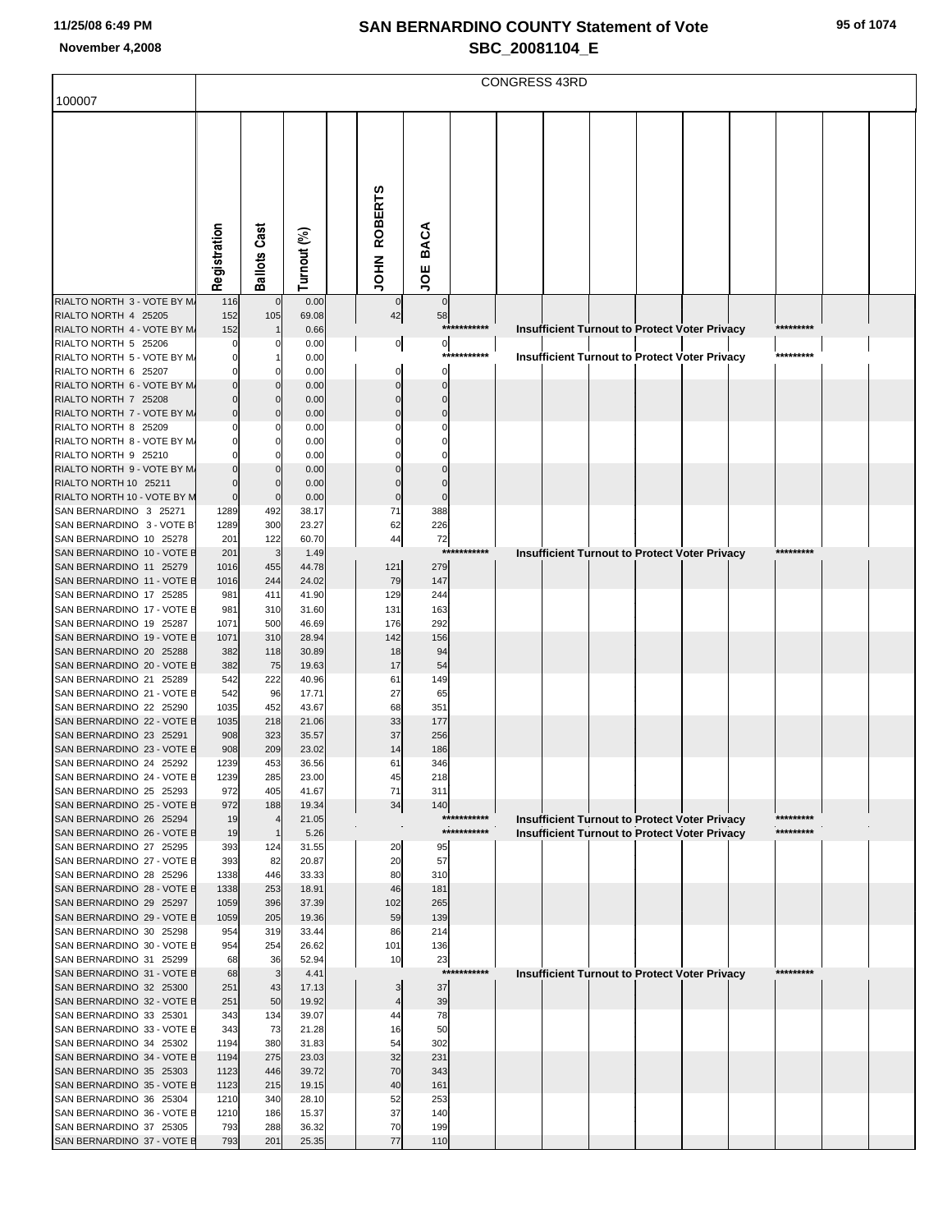# SAN BERNARDINO COUNTY Statement of Vote

## SBC_20081104_E

11/25/08 6:49 PM

November 4,2008

CONGRESS 43RD

100007

| | Registration | Ballots Cast | Turnout (%) | | JOHN ROBERTS | JOE BACA | |
|---|---|---|---|---|---|---|---|
| RIALTO NORTH 3 - VOTE BY MA | 116 | 0 | 0.00 | | 0 | 0 | |
| RIALTO NORTH 4 25205 | 152 | 105 | 69.08 | | 42 | 58 | |
| RIALTO NORTH 4 - VOTE BY MA | 152 | 1 | 0.66 | | | | *********** Insufficient Turnout to Protect Voter Privacy ********* |
| RIALTO NORTH 5 25206 | 0 | 0 | 0.00 | | 0 | 0 | |
| RIALTO NORTH 5 - VOTE BY MA | 0 | 1 | 0.00 | | | | *********** Insufficient Turnout to Protect Voter Privacy ********* |
| RIALTO NORTH 6 25207 | 0 | 0 | 0.00 | | 0 | 0 | |
| RIALTO NORTH 6 - VOTE BY MA | 0 | 0 | 0.00 | | 0 | 0 | |
| RIALTO NORTH 7 25208 | 0 | 0 | 0.00 | | 0 | 0 | |
| RIALTO NORTH 7 - VOTE BY MA | 0 | 0 | 0.00 | | 0 | 0 | |
| RIALTO NORTH 8 25209 | 0 | 0 | 0.00 | | 0 | 0 | |
| RIALTO NORTH 8 - VOTE BY MA | 0 | 0 | 0.00 | | 0 | 0 | |
| RIALTO NORTH 9 25210 | 0 | 0 | 0.00 | | 0 | 0 | |
| RIALTO NORTH 9 - VOTE BY MA | 0 | 0 | 0.00 | | 0 | 0 | |
| RIALTO NORTH 10 25211 | 0 | 0 | 0.00 | | 0 | 0 | |
| RIALTO NORTH 10 - VOTE BY M | 0 | 0 | 0.00 | | 0 | 0 | |
| SAN BERNARDINO 3 25271 | 1289 | 492 | 38.17 | | 71 | 388 | |
| SAN BERNARDINO 3 - VOTE BY | 1289 | 300 | 23.27 | | 62 | 226 | |
| SAN BERNARDINO 10 25278 | 201 | 122 | 60.70 | | 44 | 72 | |
| SAN BERNARDINO 10 - VOTE B | 201 | 3 | 1.49 | | | | *********** Insufficient Turnout to Protect Voter Privacy ********* |
| SAN BERNARDINO 11 25279 | 1016 | 455 | 44.78 | | 121 | 279 | |
| SAN BERNARDINO 11 - VOTE B | 1016 | 244 | 24.02 | | 79 | 147 | |
| SAN BERNARDINO 17 25285 | 981 | 411 | 41.90 | | 129 | 244 | |
| SAN BERNARDINO 17 - VOTE B | 981 | 310 | 31.60 | | 131 | 163 | |
| SAN BERNARDINO 19 25287 | 1071 | 500 | 46.69 | | 176 | 292 | |
| SAN BERNARDINO 19 - VOTE B | 1071 | 310 | 28.94 | | 142 | 156 | |
| SAN BERNARDINO 20 25288 | 382 | 118 | 30.89 | | 18 | 94 | |
| SAN BERNARDINO 20 - VOTE B | 382 | 75 | 19.63 | | 17 | 54 | |
| SAN BERNARDINO 21 25289 | 542 | 222 | 40.96 | | 61 | 149 | |
| SAN BERNARDINO 21 - VOTE B | 542 | 96 | 17.71 | | 27 | 65 | |
| SAN BERNARDINO 22 25290 | 1035 | 452 | 43.67 | | 68 | 351 | |
| SAN BERNARDINO 22 - VOTE B | 1035 | 218 | 21.06 | | 33 | 177 | |
| SAN BERNARDINO 23 25291 | 908 | 323 | 35.57 | | 37 | 256 | |
| SAN BERNARDINO 23 - VOTE B | 908 | 209 | 23.02 | | 14 | 186 | |
| SAN BERNARDINO 24 25292 | 1239 | 453 | 36.56 | | 61 | 346 | |
| SAN BERNARDINO 24 - VOTE B | 1239 | 285 | 23.00 | | 45 | 218 | |
| SAN BERNARDINO 25 25293 | 972 | 405 | 41.67 | | 71 | 311 | |
| SAN BERNARDINO 25 - VOTE B | 972 | 188 | 19.34 | | 34 | 140 | |
| SAN BERNARDINO 26 25294 | 19 | 4 | 21.05 | | | | *********** Insufficient Turnout to Protect Voter Privacy ********* |
| SAN BERNARDINO 26 - VOTE B | 19 | 1 | 5.26 | | | | *********** Insufficient Turnout to Protect Voter Privacy ********* |
| SAN BERNARDINO 27 25295 | 393 | 124 | 31.55 | | 20 | 95 | |
| SAN BERNARDINO 27 - VOTE B | 393 | 82 | 20.87 | | 20 | 57 | |
| SAN BERNARDINO 28 25296 | 1338 | 446 | 33.33 | | 80 | 310 | |
| SAN BERNARDINO 28 - VOTE B | 1338 | 253 | 18.91 | | 46 | 181 | |
| SAN BERNARDINO 29 25297 | 1059 | 396 | 37.39 | | 102 | 265 | |
| SAN BERNARDINO 29 - VOTE B | 1059 | 205 | 19.36 | | 59 | 139 | |
| SAN BERNARDINO 30 25298 | 954 | 319 | 33.44 | | 86 | 214 | |
| SAN BERNARDINO 30 - VOTE B | 954 | 254 | 26.62 | | 101 | 136 | |
| SAN BERNARDINO 31 25299 | 68 | 36 | 52.94 | | 10 | 23 | |
| SAN BERNARDINO 31 - VOTE B | 68 | 3 | 4.41 | | | | *********** Insufficient Turnout to Protect Voter Privacy ********* |
| SAN BERNARDINO 32 25300 | 251 | 43 | 17.13 | | 3 | 37 | |
| SAN BERNARDINO 32 - VOTE B | 251 | 50 | 19.92 | | 4 | 39 | |
| SAN BERNARDINO 33 25301 | 343 | 134 | 39.07 | | 44 | 78 | |
| SAN BERNARDINO 33 - VOTE B | 343 | 73 | 21.28 | | 16 | 50 | |
| SAN BERNARDINO 34 25302 | 1194 | 380 | 31.83 | | 54 | 302 | |
| SAN BERNARDINO 34 - VOTE B | 1194 | 275 | 23.03 | | 32 | 231 | |
| SAN BERNARDINO 35 25303 | 1123 | 446 | 39.72 | | 70 | 343 | |
| SAN BERNARDINO 35 - VOTE B | 1123 | 215 | 19.15 | | 40 | 161 | |
| SAN BERNARDINO 36 25304 | 1210 | 340 | 28.10 | | 52 | 253 | |
| SAN BERNARDINO 36 - VOTE B | 1210 | 186 | 15.37 | | 37 | 140 | |
| SAN BERNARDINO 37 25305 | 793 | 288 | 36.32 | | 70 | 199 | |
| SAN BERNARDINO 37 - VOTE B | 793 | 201 | 25.35 | | 77 | 110 | |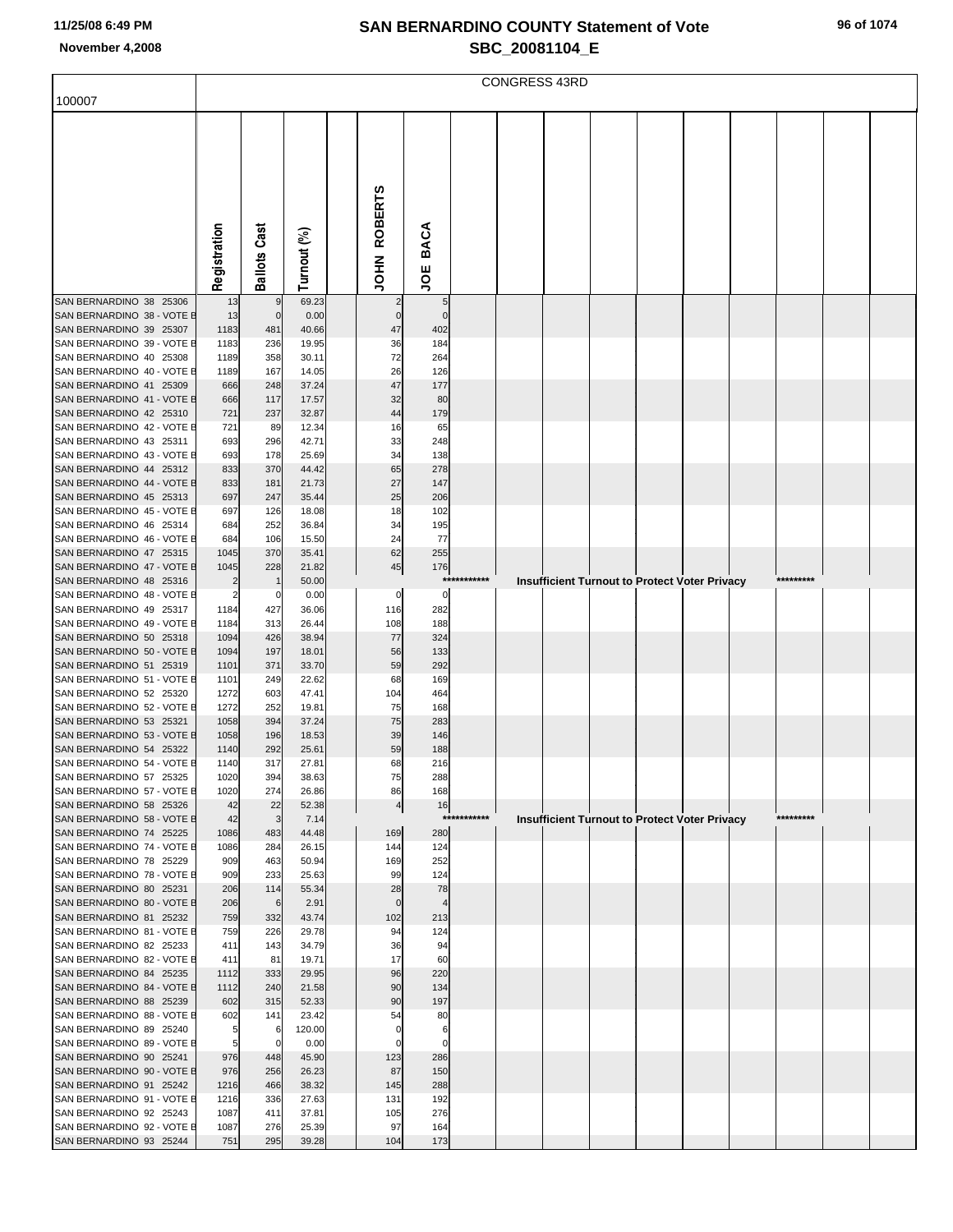# SAN BERNARDINO COUNTY Statement of Vote

## SBC_20081104_E

11/25/08 6:49 PM

November 4,2008

CONGRESS 43RD

100007

| | Registration | Ballots Cast | Turnout (%) | | JOHN ROBERTS | JOE BACA |
|---|---|---|---|---|---|---|
| SAN BERNARDINO 38 25306 | 13 | 9 | 69.23 | | 2 | 5 |
| SAN BERNARDINO 38 - VOTE B | 13 | 0 | 0.00 | | 0 | 0 |
| SAN BERNARDINO 39 25307 | 1183 | 481 | 40.66 | | 47 | 402 |
| SAN BERNARDINO 39 - VOTE B | 1183 | 236 | 19.95 | | 36 | 184 |
| SAN BERNARDINO 40 25308 | 1189 | 358 | 30.11 | | 72 | 264 |
| SAN BERNARDINO 40 - VOTE B | 1189 | 167 | 14.05 | | 26 | 126 |
| SAN BERNARDINO 41 25309 | 666 | 248 | 37.24 | | 47 | 177 |
| SAN BERNARDINO 41 - VOTE B | 666 | 117 | 17.57 | | 32 | 80 |
| SAN BERNARDINO 42 25310 | 721 | 237 | 32.87 | | 44 | 179 |
| SAN BERNARDINO 42 - VOTE B | 721 | 89 | 12.34 | | 16 | 65 |
| SAN BERNARDINO 43 25311 | 693 | 296 | 42.71 | | 33 | 248 |
| SAN BERNARDINO 43 - VOTE B | 693 | 178 | 25.69 | | 34 | 138 |
| SAN BERNARDINO 44 25312 | 833 | 370 | 44.42 | | 65 | 278 |
| SAN BERNARDINO 44 - VOTE B | 833 | 181 | 21.73 | | 27 | 147 |
| SAN BERNARDINO 45 25313 | 697 | 247 | 35.44 | | 25 | 206 |
| SAN BERNARDINO 45 - VOTE B | 697 | 126 | 18.08 | | 18 | 102 |
| SAN BERNARDINO 46 25314 | 684 | 252 | 36.84 | | 34 | 195 |
| SAN BERNARDINO 46 - VOTE B | 684 | 106 | 15.50 | | 24 | 77 |
| SAN BERNARDINO 47 25315 | 1045 | 370 | 35.41 | | 62 | 255 |
| SAN BERNARDINO 47 - VOTE B | 1045 | 228 | 21.82 | | 45 | 176 |
| SAN BERNARDINO 48 25316 | 2 | 1 | 50.00 | | *********** Insufficient Turnout to Protect Voter Privacy ********* | |
| SAN BERNARDINO 48 - VOTE B | 2 | 0 | 0.00 | | 0 | 0 |
| SAN BERNARDINO 49 25317 | 1184 | 427 | 36.06 | | 116 | 282 |
| SAN BERNARDINO 49 - VOTE B | 1184 | 313 | 26.44 | | 108 | 188 |
| SAN BERNARDINO 50 25318 | 1094 | 426 | 38.94 | | 77 | 324 |
| SAN BERNARDINO 50 - VOTE B | 1094 | 197 | 18.01 | | 56 | 133 |
| SAN BERNARDINO 51 25319 | 1101 | 371 | 33.70 | | 59 | 292 |
| SAN BERNARDINO 51 - VOTE B | 1101 | 249 | 22.62 | | 68 | 169 |
| SAN BERNARDINO 52 25320 | 1272 | 603 | 47.41 | | 104 | 464 |
| SAN BERNARDINO 52 - VOTE B | 1272 | 252 | 19.81 | | 75 | 168 |
| SAN BERNARDINO 53 25321 | 1058 | 394 | 37.24 | | 75 | 283 |
| SAN BERNARDINO 53 - VOTE B | 1058 | 196 | 18.53 | | 39 | 146 |
| SAN BERNARDINO 54 25322 | 1140 | 292 | 25.61 | | 59 | 188 |
| SAN BERNARDINO 54 - VOTE B | 1140 | 317 | 27.81 | | 68 | 216 |
| SAN BERNARDINO 57 25325 | 1020 | 394 | 38.63 | | 75 | 288 |
| SAN BERNARDINO 57 - VOTE B | 1020 | 274 | 26.86 | | 86 | 168 |
| SAN BERNARDINO 58 25326 | 42 | 22 | 52.38 | | 4 | 16 |
| SAN BERNARDINO 58 - VOTE B | 42 | 3 | 7.14 | | *********** Insufficient Turnout to Protect Voter Privacy ********* | |
| SAN BERNARDINO 74 25225 | 1086 | 483 | 44.48 | | 169 | 280 |
| SAN BERNARDINO 74 - VOTE B | 1086 | 284 | 26.15 | | 144 | 124 |
| SAN BERNARDINO 78 25229 | 909 | 463 | 50.94 | | 169 | 252 |
| SAN BERNARDINO 78 - VOTE B | 909 | 233 | 25.63 | | 99 | 124 |
| SAN BERNARDINO 80 25231 | 206 | 114 | 55.34 | | 28 | 78 |
| SAN BERNARDINO 80 - VOTE B | 206 | 6 | 2.91 | | 0 | 4 |
| SAN BERNARDINO 81 25232 | 759 | 332 | 43.74 | | 102 | 213 |
| SAN BERNARDINO 81 - VOTE B | 759 | 226 | 29.78 | | 94 | 124 |
| SAN BERNARDINO 82 25233 | 411 | 143 | 34.79 | | 36 | 94 |
| SAN BERNARDINO 82 - VOTE B | 411 | 81 | 19.71 | | 17 | 60 |
| SAN BERNARDINO 84 25235 | 1112 | 333 | 29.95 | | 96 | 220 |
| SAN BERNARDINO 84 - VOTE B | 1112 | 240 | 21.58 | | 90 | 134 |
| SAN BERNARDINO 88 25239 | 602 | 315 | 52.33 | | 90 | 197 |
| SAN BERNARDINO 88 - VOTE B | 602 | 141 | 23.42 | | 54 | 80 |
| SAN BERNARDINO 89 25240 | 5 | 6 | 120.00 | | 0 | 6 |
| SAN BERNARDINO 89 - VOTE B | 5 | 0 | 0.00 | | 0 | 0 |
| SAN BERNARDINO 90 25241 | 976 | 448 | 45.90 | | 123 | 286 |
| SAN BERNARDINO 90 - VOTE B | 976 | 256 | 26.23 | | 87 | 150 |
| SAN BERNARDINO 91 25242 | 1216 | 466 | 38.32 | | 145 | 288 |
| SAN BERNARDINO 91 - VOTE B | 1216 | 336 | 27.63 | | 131 | 192 |
| SAN BERNARDINO 92 25243 | 1087 | 411 | 37.81 | | 105 | 276 |
| SAN BERNARDINO 92 - VOTE B | 1087 | 276 | 25.39 | | 97 | 164 |
| SAN BERNARDINO 93 25244 | 751 | 295 | 39.28 | | 104 | 173 |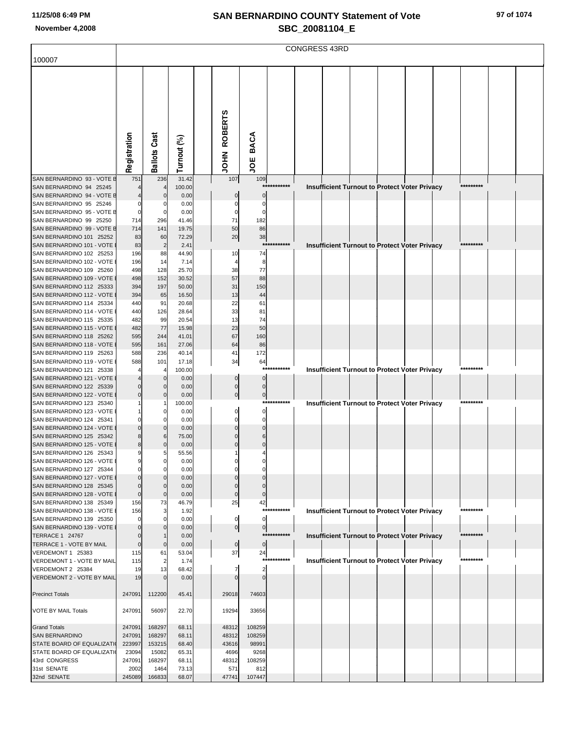# SAN BERNARDINO COUNTY Statement of Vote
## SBC_20081104_E

11/25/08 6:49 PM
November 4,2008

CONGRESS 43RD

| 100007 | Registration | Ballots Cast | Turnout (%) | JOHN ROBERTS | JOE BACA |
|---|---|---|---|---|---|
| SAN BERNARDINO 93 - VOTE B | 751 | 236 | 31.42 | 107 | 109 |
| SAN BERNARDINO 94 25245 | 4 | 4 | 100.00 | *********** Insufficient Turnout to Protect Voter Privacy ********* | |
| SAN BERNARDINO 94 - VOTE B | 4 | 0 | 0.00 | 0 | 0 |
| SAN BERNARDINO 95 25246 | 0 | 0 | 0.00 | 0 | 0 |
| SAN BERNARDINO 95 - VOTE B | 0 | 0 | 0.00 | 0 | 0 |
| SAN BERNARDINO 99 25250 | 714 | 296 | 41.46 | 71 | 182 |
| SAN BERNARDINO 99 - VOTE B | 714 | 141 | 19.75 | 50 | 86 |
| SAN BERNARDINO 101 25252 | 83 | 60 | 72.29 | 20 | 38 |
| SAN BERNARDINO 101 - VOTE | 83 | 2 | 2.41 | *********** Insufficient Turnout to Protect Voter Privacy ********* | |
| SAN BERNARDINO 102 25253 | 196 | 88 | 44.90 | 10 | 74 |
| SAN BERNARDINO 102 - VOTE | 196 | 14 | 7.14 | 4 | 8 |
| SAN BERNARDINO 109 25260 | 498 | 128 | 25.70 | 38 | 77 |
| SAN BERNARDINO 109 - VOTE | 498 | 152 | 30.52 | 57 | 88 |
| SAN BERNARDINO 112 25333 | 394 | 197 | 50.00 | 31 | 150 |
| SAN BERNARDINO 112 - VOTE | 394 | 65 | 16.50 | 13 | 44 |
| SAN BERNARDINO 114 25334 | 440 | 91 | 20.68 | 22 | 61 |
| SAN BERNARDINO 114 - VOTE | 440 | 126 | 28.64 | 33 | 81 |
| SAN BERNARDINO 115 25335 | 482 | 99 | 20.54 | 13 | 74 |
| SAN BERNARDINO 115 - VOTE | 482 | 77 | 15.98 | 23 | 50 |
| SAN BERNARDINO 118 25262 | 595 | 244 | 41.01 | 67 | 160 |
| SAN BERNARDINO 118 - VOTE | 595 | 161 | 27.06 | 64 | 86 |
| SAN BERNARDINO 119 25263 | 588 | 236 | 40.14 | 41 | 172 |
| SAN BERNARDINO 119 - VOTE | 588 | 101 | 17.18 | 34 | 64 |
| SAN BERNARDINO 121 25338 | 4 | 4 | 100.00 | *********** Insufficient Turnout to Protect Voter Privacy ********* | |
| SAN BERNARDINO 121 - VOTE | 4 | 0 | 0.00 | 0 | 0 |
| SAN BERNARDINO 122 25339 | 0 | 0 | 0.00 | 0 | 0 |
| SAN BERNARDINO 122 - VOTE | 0 | 0 | 0.00 | 0 | 0 |
| SAN BERNARDINO 123 25340 | 1 | 1 | 100.00 | *********** Insufficient Turnout to Protect Voter Privacy ********* | |
| SAN BERNARDINO 123 - VOTE | 1 | 0 | 0.00 | 0 | 0 |
| SAN BERNARDINO 124 25341 | 0 | 0 | 0.00 | 0 | 0 |
| SAN BERNARDINO 124 - VOTE | 0 | 0 | 0.00 | 0 | 0 |
| SAN BERNARDINO 125 25342 | 8 | 6 | 75.00 | 0 | 6 |
| SAN BERNARDINO 125 - VOTE | 8 | 0 | 0.00 | 0 | 0 |
| SAN BERNARDINO 126 25343 | 9 | 5 | 55.56 | 1 | 4 |
| SAN BERNARDINO 126 - VOTE | 9 | 0 | 0.00 | 0 | 0 |
| SAN BERNARDINO 127 25344 | 0 | 0 | 0.00 | 0 | 0 |
| SAN BERNARDINO 127 - VOTE | 0 | 0 | 0.00 | 0 | 0 |
| SAN BERNARDINO 128 25345 | 0 | 0 | 0.00 | 0 | 0 |
| SAN BERNARDINO 128 - VOTE | 0 | 0 | 0.00 | 0 | 0 |
| SAN BERNARDINO 138 25349 | 156 | 73 | 46.79 | 25 | 42 |
| SAN BERNARDINO 138 - VOTE | 156 | 3 | 1.92 | *********** Insufficient Turnout to Protect Voter Privacy ********* | |
| SAN BERNARDINO 139 25350 | 0 | 0 | 0.00 | 0 | 0 |
| SAN BERNARDINO 139 - VOTE | 0 | 0 | 0.00 | 0 | 0 |
| TERRACE 1 24767 | 0 | 1 | 0.00 | *********** Insufficient Turnout to Protect Voter Privacy ********* | |
| TERRACE 1 - VOTE BY MAIL | 0 | 0 | 0.00 | 0 | 0 |
| VERDEMONT 1 25383 | 115 | 61 | 53.04 | 37 | 24 |
| VERDEMONT 1 - VOTE BY MAIL | 115 | 2 | 1.74 | *********** Insufficient Turnout to Protect Voter Privacy ********* | |
| VERDEMONT 2 25384 | 19 | 13 | 68.42 | 7 | 2 |
| VERDEMONT 2 - VOTE BY MAIL | 19 | 0 | 0.00 | 0 | 0 |
| Precinct Totals | 247091 | 112200 | 45.41 | 29018 | 74603 |
| VOTE BY MAIL Totals | 247091 | 56097 | 22.70 | 19294 | 33656 |
| Grand Totals | 247091 | 168297 | 68.11 | 48312 | 108259 |
| SAN BERNARDINO | 247091 | 168297 | 68.11 | 48312 | 108259 |
| STATE BOARD OF EQUALIZATIO | 223997 | 153215 | 68.40 | 43616 | 98991 |
| STATE BOARD OF EQUALIZATIO | 23094 | 15082 | 65.31 | 4696 | 9268 |
| 43rd CONGRESS | 247091 | 168297 | 68.11 | 48312 | 108259 |
| 31st SENATE | 2002 | 1464 | 73.13 | 571 | 812 |
| 32nd SENATE | 245089 | 166833 | 68.07 | 47741 | 107447 |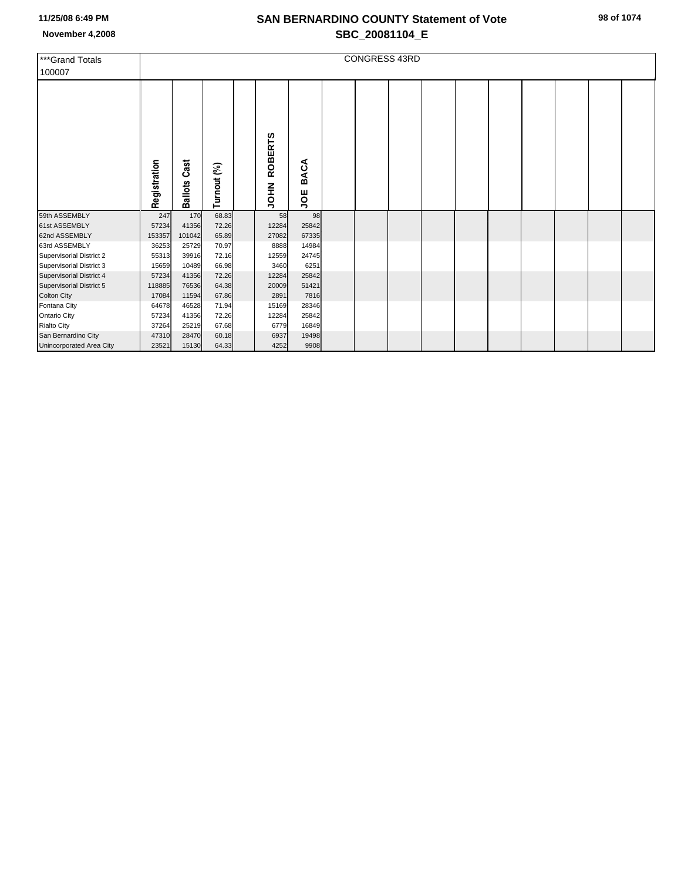# SAN BERNARDINO COUNTY Statement of Vote

## SBC_20081104_E

11/25/08 6:49 PM

November 4,2008

| ***Grand Totals 100007 | CONGRESS 43RD | | | | |
|---|---|---|---|---|---|
| | Registration | Ballots Cast | Turnout (%) | JOHN ROBERTS | JOE BACA |
| 59th ASSEMBLY | 247 | 170 | 68.83 | 58 | 98 |
| 61st ASSEMBLY | 57234 | 41356 | 72.26 | 12284 | 25842 |
| 62nd ASSEMBLY | 153357 | 101042 | 65.89 | 27082 | 67335 |
| 63rd ASSEMBLY | 36253 | 25729 | 70.97 | 8888 | 14984 |
| Supervisorial District 2 | 55313 | 39916 | 72.16 | 12559 | 24745 |
| Supervisorial District 3 | 15659 | 10489 | 66.98 | 3460 | 6251 |
| Supervisorial District 4 | 57234 | 41356 | 72.26 | 12284 | 25842 |
| Supervisorial District 5 | 118885 | 76536 | 64.38 | 20009 | 51421 |
| Colton City | 17084 | 11594 | 67.86 | 2891 | 7816 |
| Fontana City | 64678 | 46528 | 71.94 | 15169 | 28346 |
| Ontario City | 57234 | 41356 | 72.26 | 12284 | 25842 |
| Rialto City | 37264 | 25219 | 67.68 | 6779 | 16849 |
| San Bernardino City | 47310 | 28470 | 60.18 | 6937 | 19498 |
| Unincorporated Area City | 23521 | 15130 | 64.33 | 4252 | 9908 |